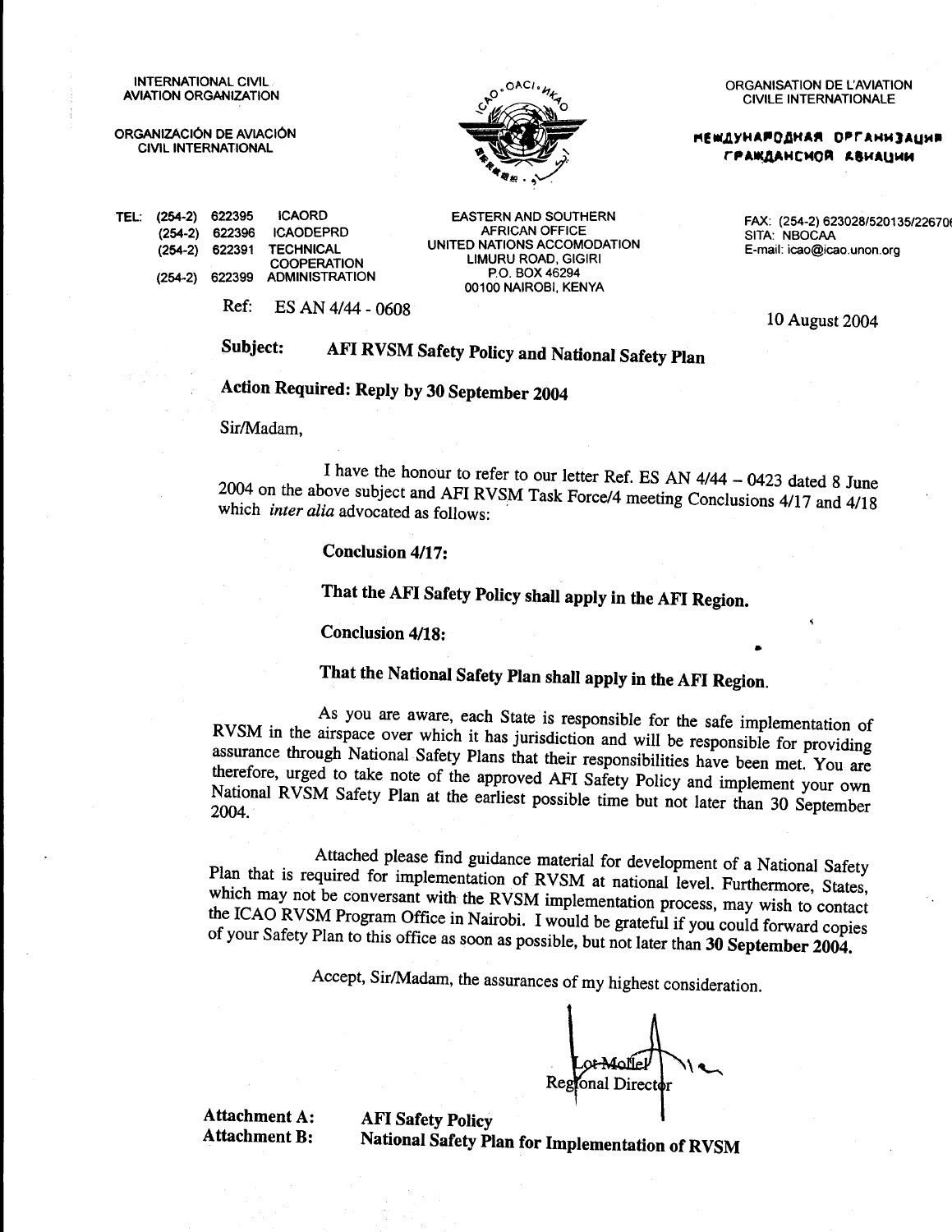INTERNATIONAL CIVIL AVIATION ORGANIZATION

ORGANIZACIÓN DE AVIACIÓN CIVIL INTERNATIONAL

ORGANISATION DE L'AVIATION CIVILE INTERNATIONALE

МЕЖДУНАРОДНАЯ ОРГАНИЗАЦИЯ ГРАЖДАНСКОЙ АВИАЦИИ

TEL: (254-2) 622395 ICAORD
(254-2) 622396 ICAODEPRD
(254-2) 622391 TECHNICAL COOPERATION
(254-2) 622399 ADMINISTRATION

EASTERN AND SOUTHERN AFRICAN OFFICE
UNITED NATIONS ACCOMODATION
LIMURU ROAD, GIGIRI
P.O. BOX 46294
00100 NAIROBI, KENYA

FAX: (254-2) 623028/520135/226706
SITA: NBOCAA
E-mail: icao@icao.unon.org

Ref: ES AN 4/44 - 0608

10 August 2004

**Subject: AFI RVSM Safety Policy and National Safety Plan**

**Action Required: Reply by 30 September 2004**

Sir/Madam,

I have the honour to refer to our letter Ref. ES AN 4/44 – 0423 dated 8 June 2004 on the above subject and AFI RVSM Task Force/4 meeting Conclusions 4/17 and 4/18 which *inter alia* advocated as follows:

**Conclusion 4/17:**

**That the AFI Safety Policy shall apply in the AFI Region.**

**Conclusion 4/18:**

**That the National Safety Plan shall apply in the AFI Region.**

As you are aware, each State is responsible for the safe implementation of RVSM in the airspace over which it has jurisdiction and will be responsible for providing assurance through National Safety Plans that their responsibilities have been met. You are therefore, urged to take note of the approved AFI Safety Policy and implement your own National RVSM Safety Plan at the earliest possible time but not later than 30 September 2004.

Attached please find guidance material for development of a National Safety Plan that is required for implementation of RVSM at national level. Furthermore, States, which may not be conversant with the RVSM implementation process, may wish to contact the ICAO RVSM Program Office in Nairobi. I would be grateful if you could forward copies of your Safety Plan to this office as soon as possible, but not later than **30 September 2004.**

Accept, Sir/Madam, the assurances of my highest consideration.

Lot Mollel
Regional Director

**Attachment A:** **AFI Safety Policy**
**Attachment B:** **National Safety Plan for Implementation of RVSM**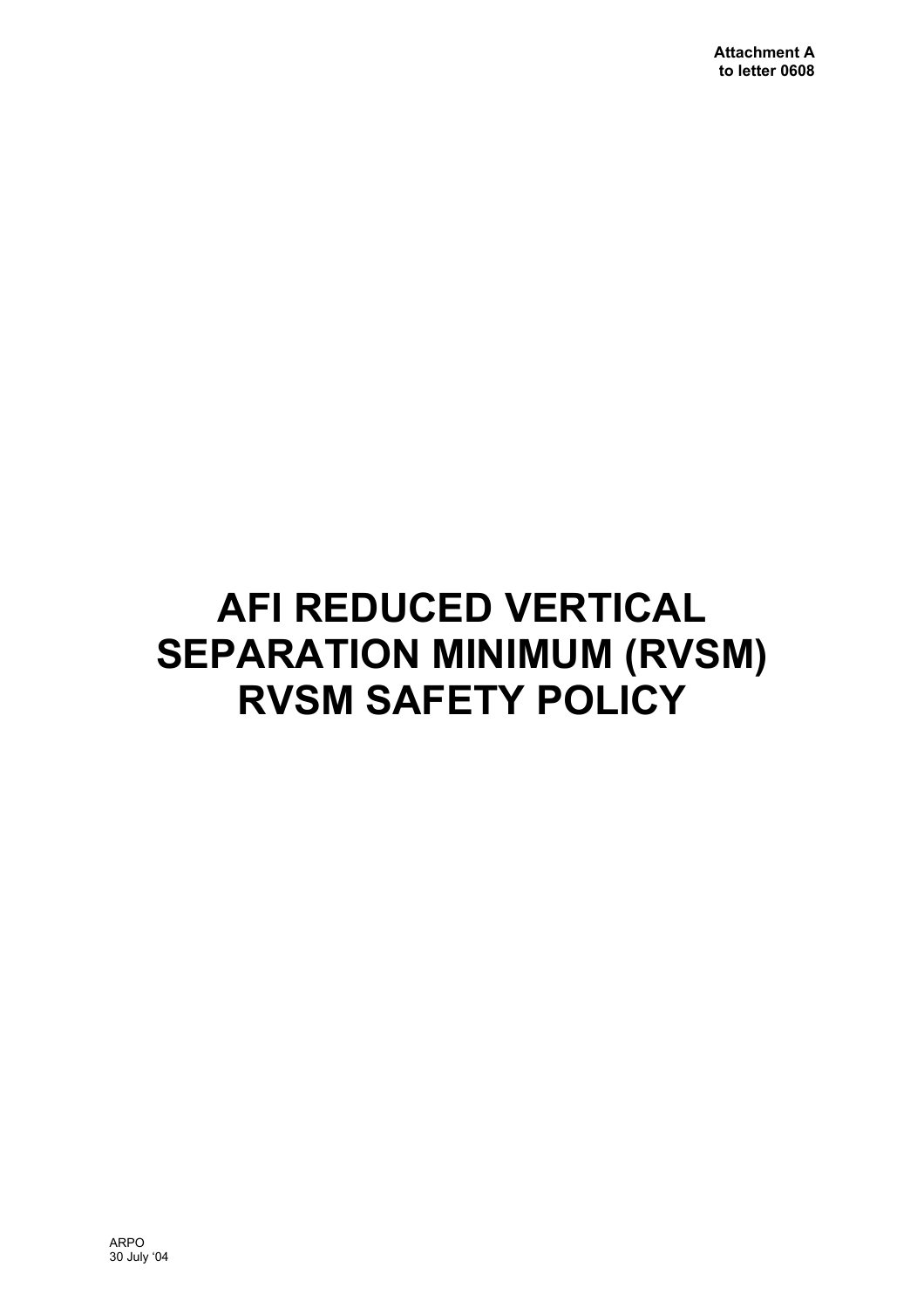**Attachment A**
**to letter 0608**

# AFI REDUCED VERTICAL SEPARATION MINIMUM (RVSM) RVSM SAFETY POLICY

ARPO
30 July '04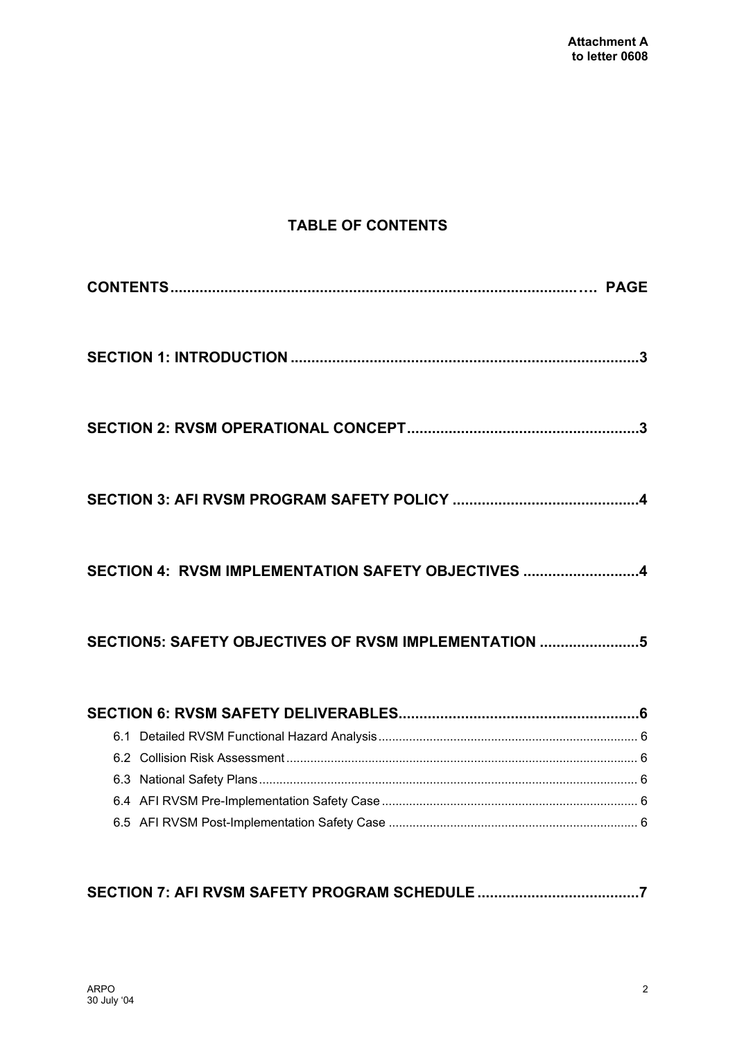Attachment A
to letter 0608

# TABLE OF CONTENTS

| CONTENTS | PAGE |
| --- | --- |
| **SECTION 1: INTRODUCTION** | **3** |
| **SECTION 2: RVSM OPERATIONAL CONCEPT** | **3** |
| **SECTION 3: AFI RVSM PROGRAM SAFETY POLICY** | **4** |
| **SECTION 4: RVSM IMPLEMENTATION SAFETY OBJECTIVES** | **4** |
| **SECTION5: SAFETY OBJECTIVES OF RVSM IMPLEMENTATION** | **5** |
| **SECTION 6: RVSM SAFETY DELIVERABLES** | **6** |
| 6.1 Detailed RVSM Functional Hazard Analysis | 6 |
| 6.2 Collision Risk Assessment | 6 |
| 6.3 National Safety Plans | 6 |
| 6.4 AFI RVSM Pre-Implementation Safety Case | 6 |
| 6.5 AFI RVSM Post-Implementation Safety Case | 6 |
| **SECTION 7: AFI RVSM SAFETY PROGRAM SCHEDULE** | **7** |

ARPO
30 July '04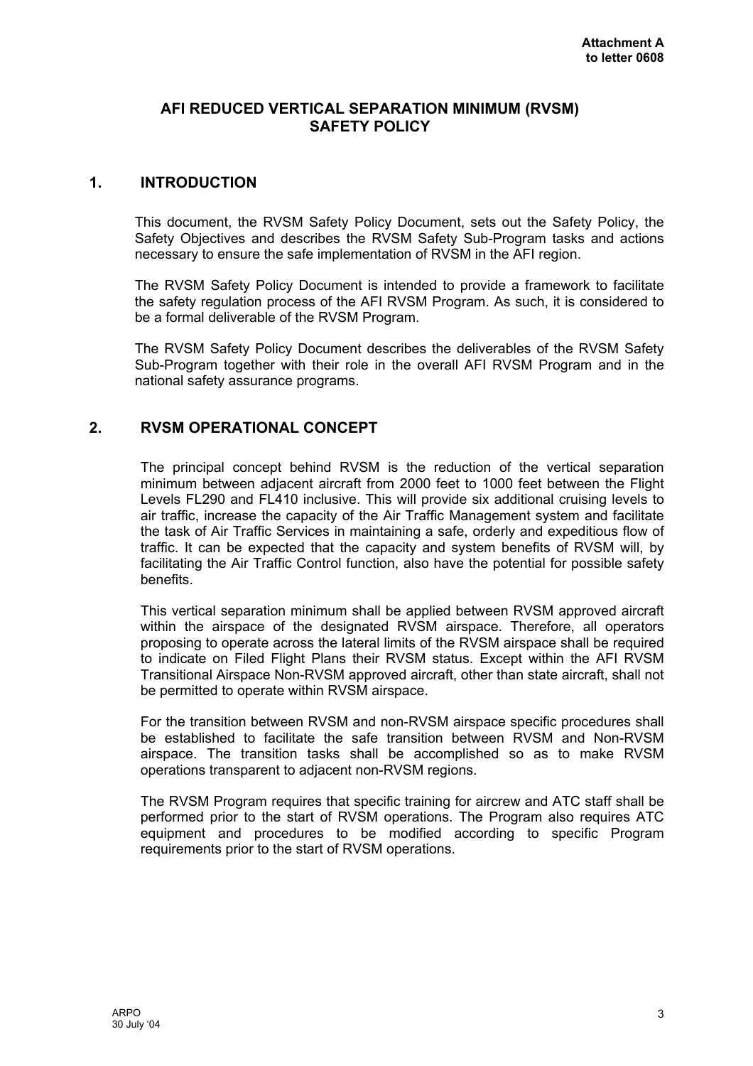**Attachment A**
**to letter 0608**

# AFI REDUCED VERTICAL SEPARATION MINIMUM (RVSM) SAFETY POLICY

## 1. INTRODUCTION

This document, the RVSM Safety Policy Document, sets out the Safety Policy, the Safety Objectives and describes the RVSM Safety Sub-Program tasks and actions necessary to ensure the safe implementation of RVSM in the AFI region.

The RVSM Safety Policy Document is intended to provide a framework to facilitate the safety regulation process of the AFI RVSM Program. As such, it is considered to be a formal deliverable of the RVSM Program.

The RVSM Safety Policy Document describes the deliverables of the RVSM Safety Sub-Program together with their role in the overall AFI RVSM Program and in the national safety assurance programs.

## 2. RVSM OPERATIONAL CONCEPT

The principal concept behind RVSM is the reduction of the vertical separation minimum between adjacent aircraft from 2000 feet to 1000 feet between the Flight Levels FL290 and FL410 inclusive. This will provide six additional cruising levels to air traffic, increase the capacity of the Air Traffic Management system and facilitate the task of Air Traffic Services in maintaining a safe, orderly and expeditious flow of traffic. It can be expected that the capacity and system benefits of RVSM will, by facilitating the Air Traffic Control function, also have the potential for possible safety benefits.

This vertical separation minimum shall be applied between RVSM approved aircraft within the airspace of the designated RVSM airspace. Therefore, all operators proposing to operate across the lateral limits of the RVSM airspace shall be required to indicate on Filed Flight Plans their RVSM status. Except within the AFI RVSM Transitional Airspace Non-RVSM approved aircraft, other than state aircraft, shall not be permitted to operate within RVSM airspace.

For the transition between RVSM and non-RVSM airspace specific procedures shall be established to facilitate the safe transition between RVSM and Non-RVSM airspace. The transition tasks shall be accomplished so as to make RVSM operations transparent to adjacent non-RVSM regions.

The RVSM Program requires that specific training for aircrew and ATC staff shall be performed prior to the start of RVSM operations. The Program also requires ATC equipment and procedures to be modified according to specific Program requirements prior to the start of RVSM operations.

ARPO
30 July '04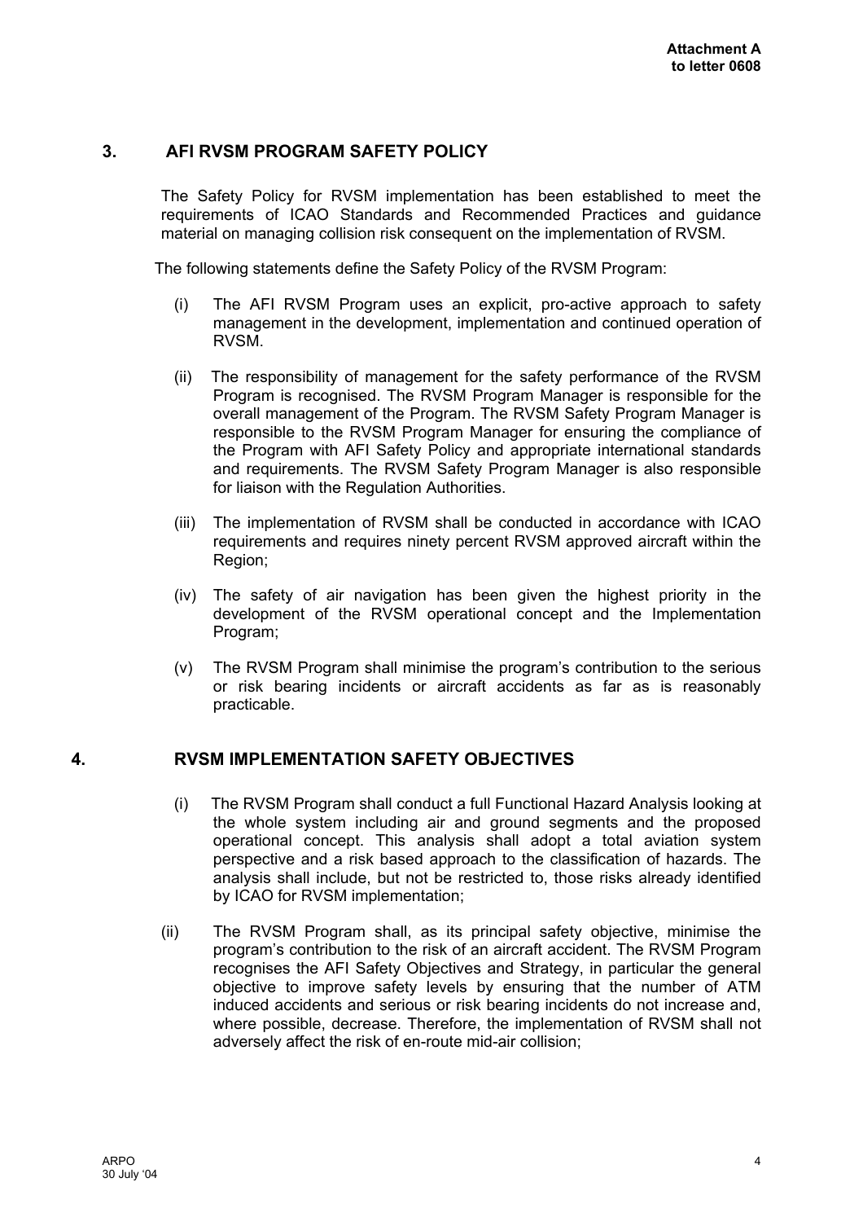## 3. AFI RVSM PROGRAM SAFETY POLICY

The Safety Policy for RVSM implementation has been established to meet the requirements of ICAO Standards and Recommended Practices and guidance material on managing collision risk consequent on the implementation of RVSM.

The following statements define the Safety Policy of the RVSM Program:

(i) The AFI RVSM Program uses an explicit, pro-active approach to safety management in the development, implementation and continued operation of RVSM.

(ii) The responsibility of management for the safety performance of the RVSM Program is recognised. The RVSM Program Manager is responsible for the overall management of the Program. The RVSM Safety Program Manager is responsible to the RVSM Program Manager for ensuring the compliance of the Program with AFI Safety Policy and appropriate international standards and requirements. The RVSM Safety Program Manager is also responsible for liaison with the Regulation Authorities.

(iii) The implementation of RVSM shall be conducted in accordance with ICAO requirements and requires ninety percent RVSM approved aircraft within the Region;

(iv) The safety of air navigation has been given the highest priority in the development of the RVSM operational concept and the Implementation Program;

(v) The RVSM Program shall minimise the program's contribution to the serious or risk bearing incidents or aircraft accidents as far as is reasonably practicable.

## 4. RVSM IMPLEMENTATION SAFETY OBJECTIVES

(i) The RVSM Program shall conduct a full Functional Hazard Analysis looking at the whole system including air and ground segments and the proposed operational concept. This analysis shall adopt a total aviation system perspective and a risk based approach to the classification of hazards. The analysis shall include, but not be restricted to, those risks already identified by ICAO for RVSM implementation;

(ii) The RVSM Program shall, as its principal safety objective, minimise the program's contribution to the risk of an aircraft accident. The RVSM Program recognises the AFI Safety Objectives and Strategy, in particular the general objective to improve safety levels by ensuring that the number of ATM induced accidents and serious or risk bearing incidents do not increase and, where possible, decrease. Therefore, the implementation of RVSM shall not adversely affect the risk of en-route mid-air collision;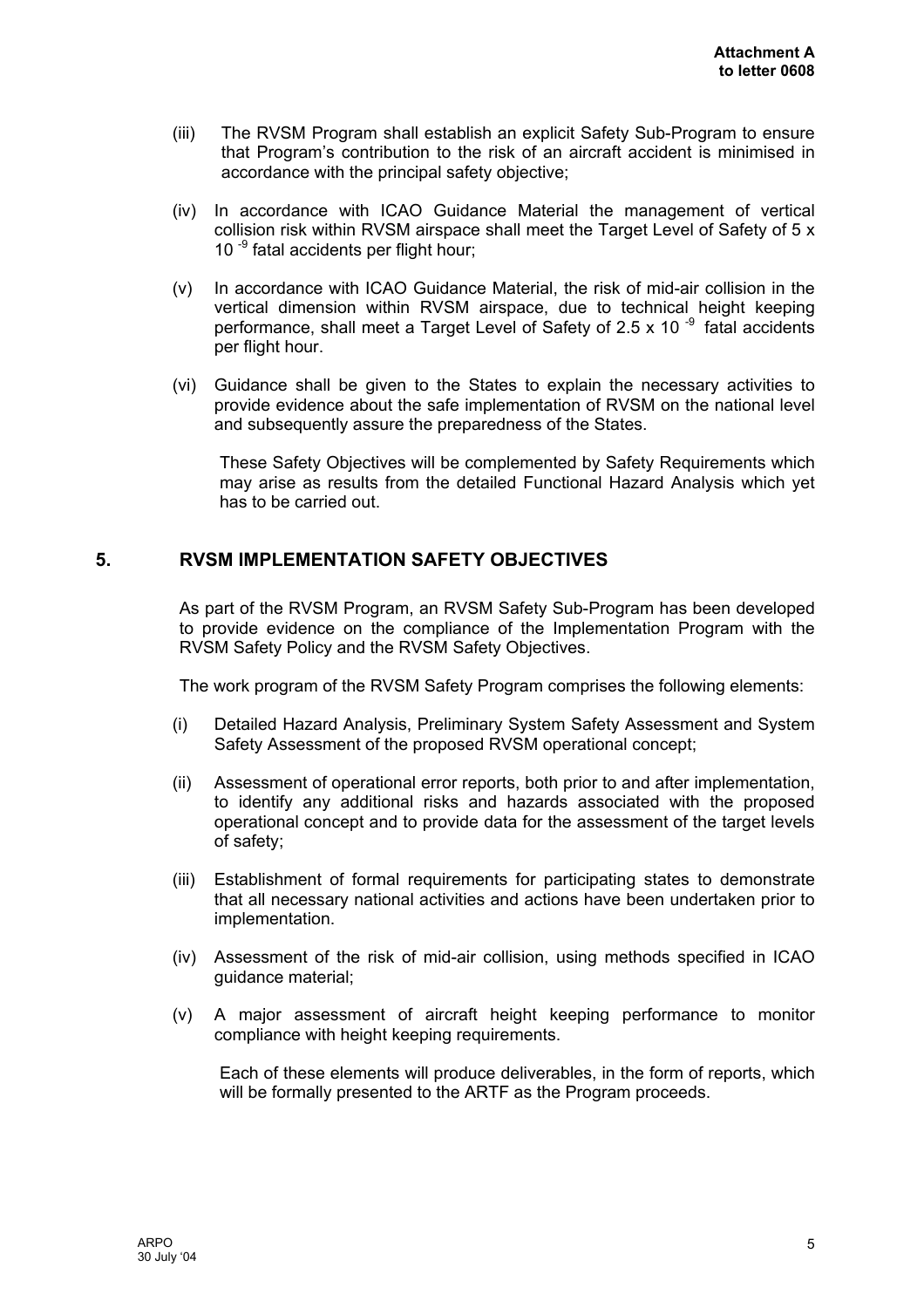(iii) The RVSM Program shall establish an explicit Safety Sub-Program to ensure that Program's contribution to the risk of an aircraft accident is minimised in accordance with the principal safety objective;

(iv) In accordance with ICAO Guidance Material the management of vertical collision risk within RVSM airspace shall meet the Target Level of Safety of $5 \times 10^{-9}$ fatal accidents per flight hour;

(v) In accordance with ICAO Guidance Material, the risk of mid-air collision in the vertical dimension within RVSM airspace, due to technical height keeping performance, shall meet a Target Level of Safety of $2.5 \times 10^{-9}$ fatal accidents per flight hour.

(vi) Guidance shall be given to the States to explain the necessary activities to provide evidence about the safe implementation of RVSM on the national level and subsequently assure the preparedness of the States.

These Safety Objectives will be complemented by Safety Requirements which may arise as results from the detailed Functional Hazard Analysis which yet has to be carried out.

## 5. RVSM IMPLEMENTATION SAFETY OBJECTIVES

As part of the RVSM Program, an RVSM Safety Sub-Program has been developed to provide evidence on the compliance of the Implementation Program with the RVSM Safety Policy and the RVSM Safety Objectives.

The work program of the RVSM Safety Program comprises the following elements:

(i) Detailed Hazard Analysis, Preliminary System Safety Assessment and System Safety Assessment of the proposed RVSM operational concept;

(ii) Assessment of operational error reports, both prior to and after implementation, to identify any additional risks and hazards associated with the proposed operational concept and to provide data for the assessment of the target levels of safety;

(iii) Establishment of formal requirements for participating states to demonstrate that all necessary national activities and actions have been undertaken prior to implementation.

(iv) Assessment of the risk of mid-air collision, using methods specified in ICAO guidance material;

(v) A major assessment of aircraft height keeping performance to monitor compliance with height keeping requirements.

Each of these elements will produce deliverables, in the form of reports, which will be formally presented to the ARTF as the Program proceeds.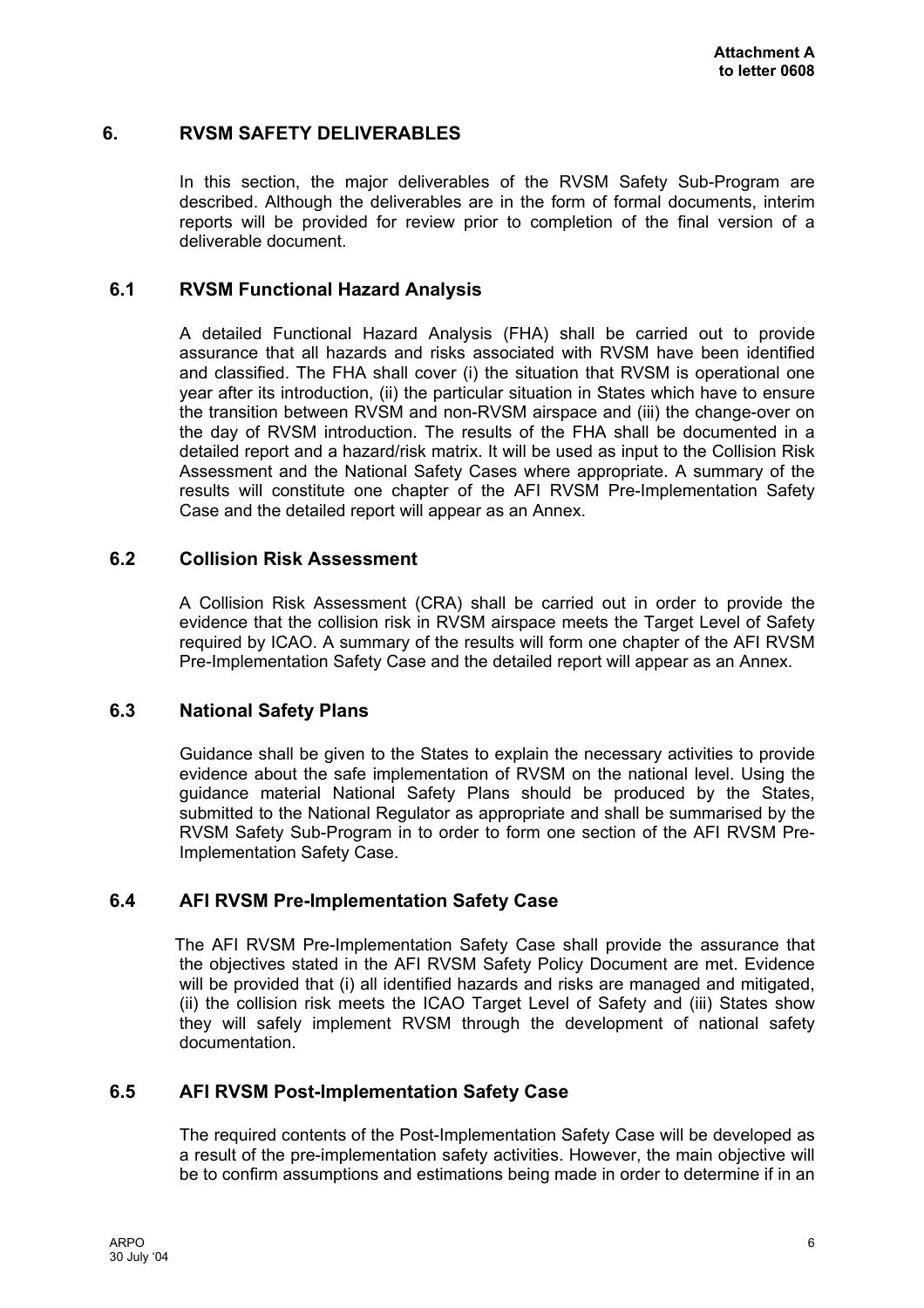## 6. RVSM SAFETY DELIVERABLES

In this section, the major deliverables of the RVSM Safety Sub-Program are described. Although the deliverables are in the form of formal documents, interim reports will be provided for review prior to completion of the final version of a deliverable document.

### 6.1 RVSM Functional Hazard Analysis

A detailed Functional Hazard Analysis (FHA) shall be carried out to provide assurance that all hazards and risks associated with RVSM have been identified and classified. The FHA shall cover (i) the situation that RVSM is operational one year after its introduction, (ii) the particular situation in States which have to ensure the transition between RVSM and non-RVSM airspace and (iii) the change-over on the day of RVSM introduction. The results of the FHA shall be documented in a detailed report and a hazard/risk matrix. It will be used as input to the Collision Risk Assessment and the National Safety Cases where appropriate. A summary of the results will constitute one chapter of the AFI RVSM Pre-Implementation Safety Case and the detailed report will appear as an Annex.

### 6.2 Collision Risk Assessment

A Collision Risk Assessment (CRA) shall be carried out in order to provide the evidence that the collision risk in RVSM airspace meets the Target Level of Safety required by ICAO. A summary of the results will form one chapter of the AFI RVSM Pre-Implementation Safety Case and the detailed report will appear as an Annex.

### 6.3 National Safety Plans

Guidance shall be given to the States to explain the necessary activities to provide evidence about the safe implementation of RVSM on the national level. Using the guidance material National Safety Plans should be produced by the States, submitted to the National Regulator as appropriate and shall be summarised by the RVSM Safety Sub-Program in to order to form one section of the AFI RVSM Pre-Implementation Safety Case.

### 6.4 AFI RVSM Pre-Implementation Safety Case

The AFI RVSM Pre-Implementation Safety Case shall provide the assurance that the objectives stated in the AFI RVSM Safety Policy Document are met. Evidence will be provided that (i) all identified hazards and risks are managed and mitigated, (ii) the collision risk meets the ICAO Target Level of Safety and (iii) States show they will safely implement RVSM through the development of national safety documentation.

### 6.5 AFI RVSM Post-Implementation Safety Case

The required contents of the Post-Implementation Safety Case will be developed as a result of the pre-implementation safety activities. However, the main objective will be to confirm assumptions and estimations being made in order to determine if in an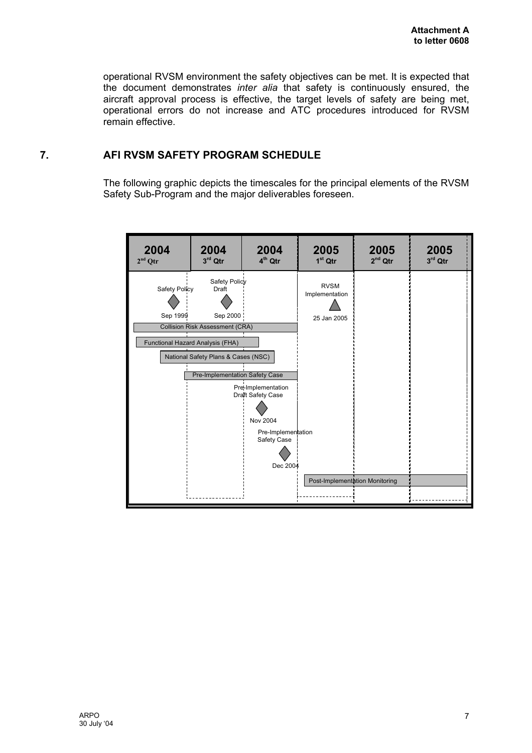operational RVSM environment the safety objectives can be met. It is expected that the document demonstrates *inter alia* that safety is continuously ensured, the aircraft approval process is effective, the target levels of safety are being met, operational errors do not increase and ATC procedures introduced for RVSM remain effective.

## 7. AFI RVSM SAFETY PROGRAM SCHEDULE

The following graphic depicts the timescales for the principal elements of the RVSM Safety Sub-Program and the major deliverables foreseen.

| | 2004 2nd Qtr | 2004 3rd Qtr | 2004 4th Qtr | 2005 1st Qtr | 2005 2nd Qtr | 2005 3rd Qtr |
|---|---|---|---|---|---|---|
| Safety Policy (milestone) | Sep 1999 | | | | | |
| Safety Policy Draft (milestone) | | Sep 2000 | | | | |
| RVSM Implementation (milestone) | | | | 25 Jan 2005 | | |
| Collision Risk Assessment (CRA) | X | X | X | | | |
| Functional Hazard Analysis (FHA) | X | X | X | | | |
| National Safety Plans & Cases (NSC) | X | X | X | | | |
| Pre-Implementation Safety Case | | X | X | | | |
| Pre-Implementation Draft Safety Case (milestone) | | | Nov 2004 | | | |
| Pre-Implementation Safety Case (milestone) | | | Dec 2004 | | | |
| Post-Implementation Monitoring | | | | X | X | X |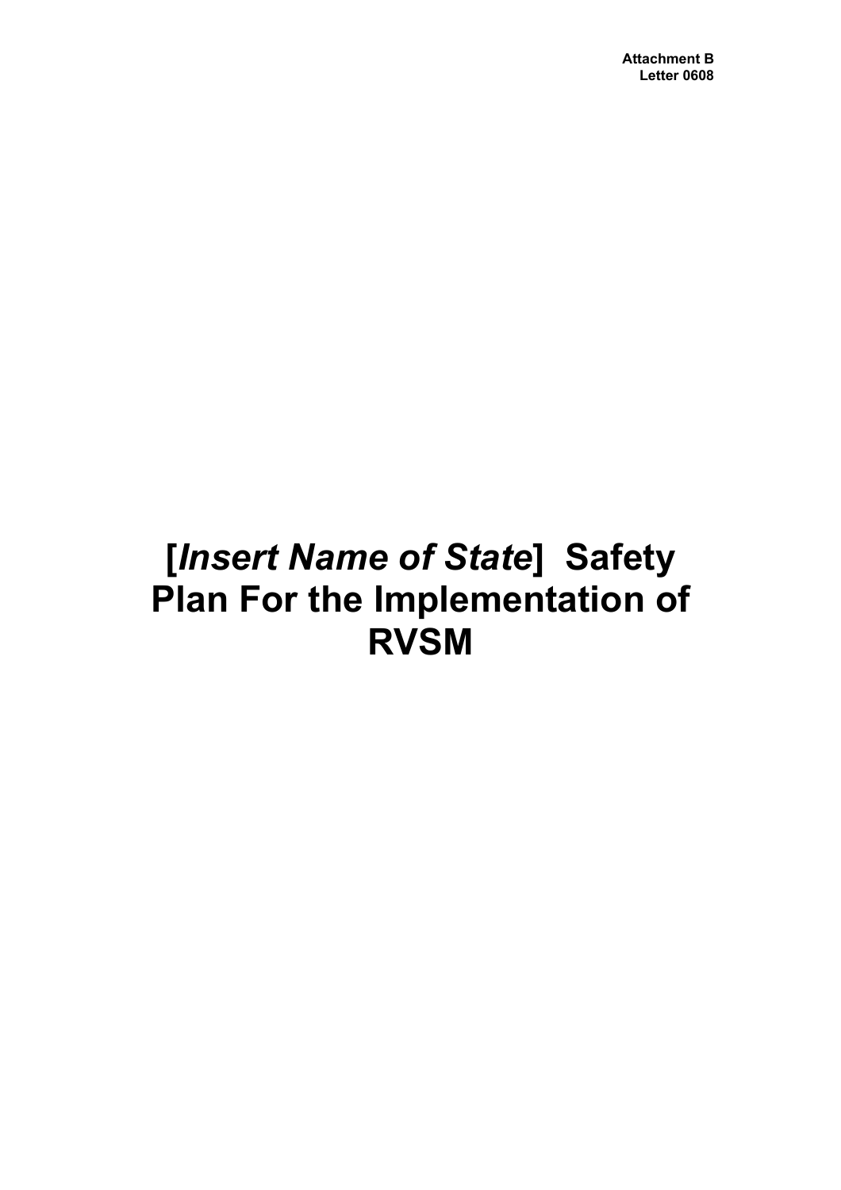Attachment B
Letter 0608

# [*Insert Name of State*] Safety Plan For the Implementation of RVSM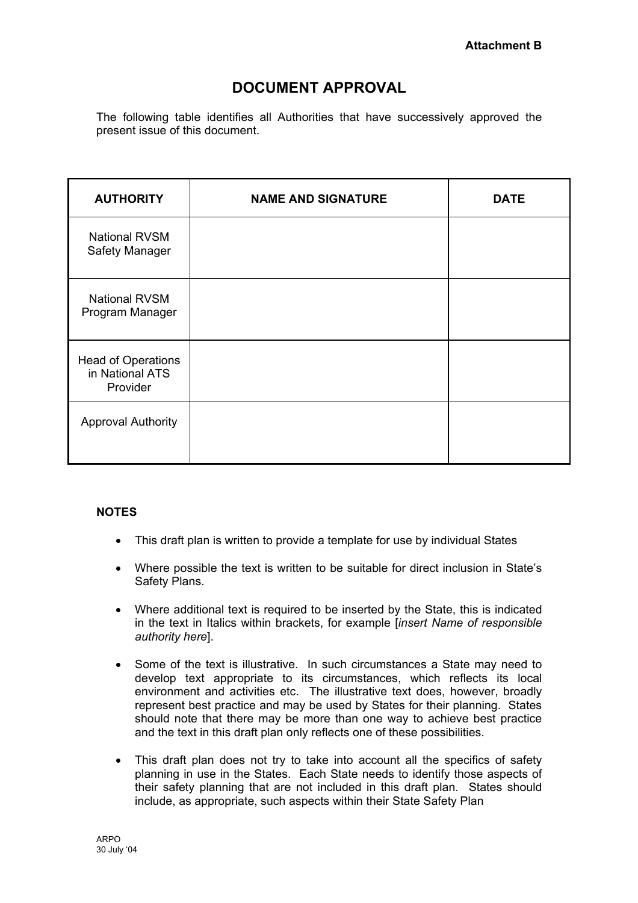**Attachment B**

# DOCUMENT APPROVAL

The following table identifies all Authorities that have successively approved the present issue of this document.

| AUTHORITY | NAME AND SIGNATURE | DATE |
|---|---|---|
| National RVSM Safety Manager | | |
| National RVSM Program Manager | | |
| Head of Operations in National ATS Provider | | |
| Approval Authority | | |

**NOTES**

- This draft plan is written to provide a template for use by individual States
- Where possible the text is written to be suitable for direct inclusion in State's Safety Plans.
- Where additional text is required to be inserted by the State, this is indicated in the text in Italics within brackets, for example [*insert Name of responsible authority here*].
- Some of the text is illustrative. In such circumstances a State may need to develop text appropriate to its circumstances, which reflects its local environment and activities etc. The illustrative text does, however, broadly represent best practice and may be used by States for their planning. States should note that there may be more than one way to achieve best practice and the text in this draft plan only reflects one of these possibilities.
- This draft plan does not try to take into account all the specifics of safety planning in use in the States. Each State needs to identify those aspects of their safety planning that are not included in this draft plan. States should include, as appropriate, such aspects within their State Safety Plan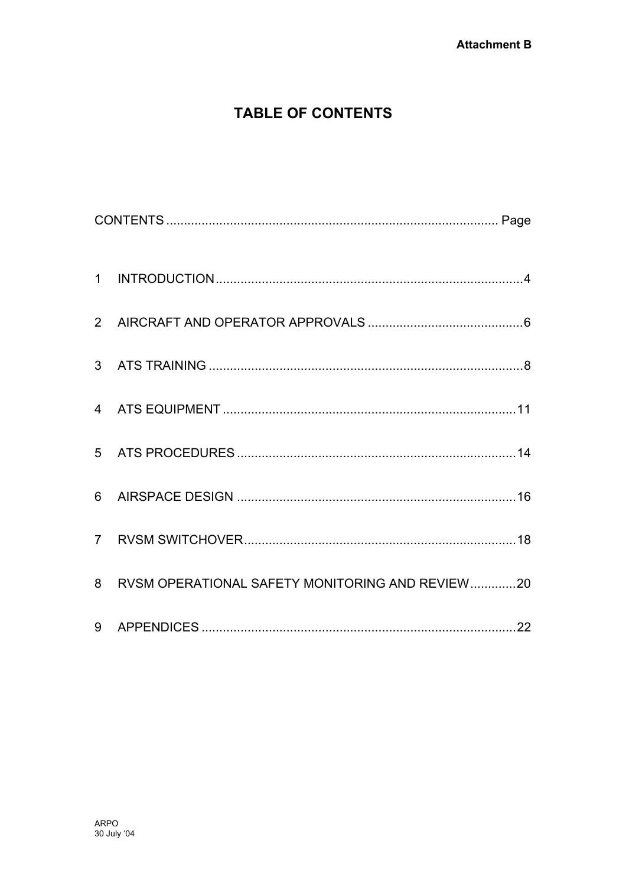**Attachment B**

# TABLE OF CONTENTS

| CONTENTS | | Page |
|---|---|---|
| 1 | INTRODUCTION | 4 |
| 2 | AIRCRAFT AND OPERATOR APPROVALS | 6 |
| 3 | ATS TRAINING | 8 |
| 4 | ATS EQUIPMENT | 11 |
| 5 | ATS PROCEDURES | 14 |
| 6 | AIRSPACE DESIGN | 16 |
| 7 | RVSM SWITCHOVER | 18 |
| 8 | RVSM OPERATIONAL SAFETY MONITORING AND REVIEW | 20 |
| 9 | APPENDICES | 22 |

ARPO
30 July '04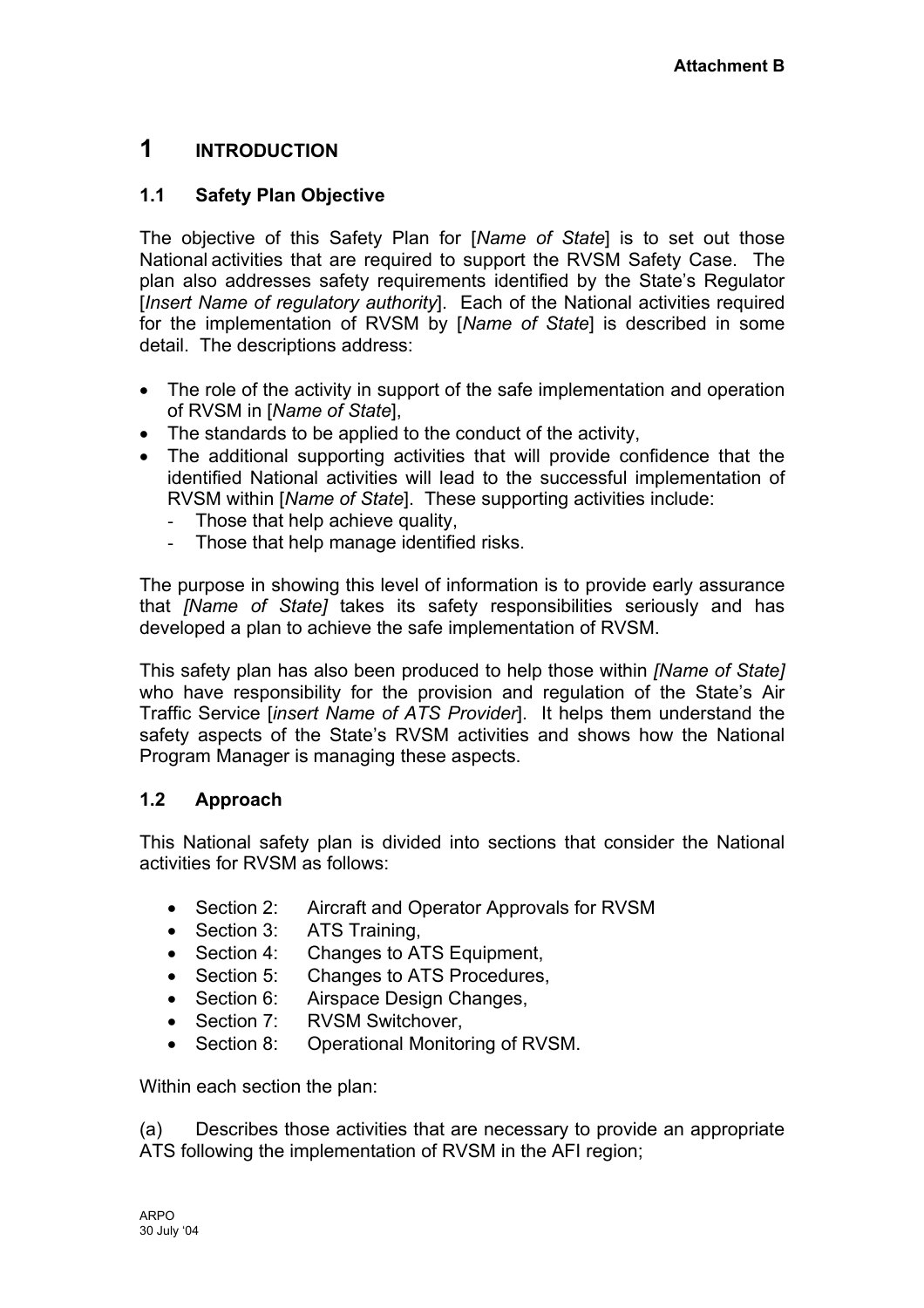**Attachment B**

# 1 INTRODUCTION

## 1.1 Safety Plan Objective

The objective of this Safety Plan for [*Name of State*] is to set out those National activities that are required to support the RVSM Safety Case. The plan also addresses safety requirements identified by the State's Regulator [*Insert Name of regulatory authority*]. Each of the National activities required for the implementation of RVSM by [*Name of State*] is described in some detail. The descriptions address:

- The role of the activity in support of the safe implementation and operation of RVSM in [*Name of State*],
- The standards to be applied to the conduct of the activity,
- The additional supporting activities that will provide confidence that the identified National activities will lead to the successful implementation of RVSM within [*Name of State*]. These supporting activities include:
  - Those that help achieve quality,
  - Those that help manage identified risks.

The purpose in showing this level of information is to provide early assurance that *[Name of State]* takes its safety responsibilities seriously and has developed a plan to achieve the safe implementation of RVSM.

This safety plan has also been produced to help those within *[Name of State]* who have responsibility for the provision and regulation of the State's Air Traffic Service [*insert Name of ATS Provider*]. It helps them understand the safety aspects of the State's RVSM activities and shows how the National Program Manager is managing these aspects.

## 1.2 Approach

This National safety plan is divided into sections that consider the National activities for RVSM as follows:

- Section 2: Aircraft and Operator Approvals for RVSM
- Section 3: ATS Training,
- Section 4: Changes to ATS Equipment,
- Section 5: Changes to ATS Procedures,
- Section 6: Airspace Design Changes,
- Section 7: RVSM Switchover,
- Section 8: Operational Monitoring of RVSM.

Within each section the plan:

(a) Describes those activities that are necessary to provide an appropriate ATS following the implementation of RVSM in the AFI region;

ARPO
30 July '04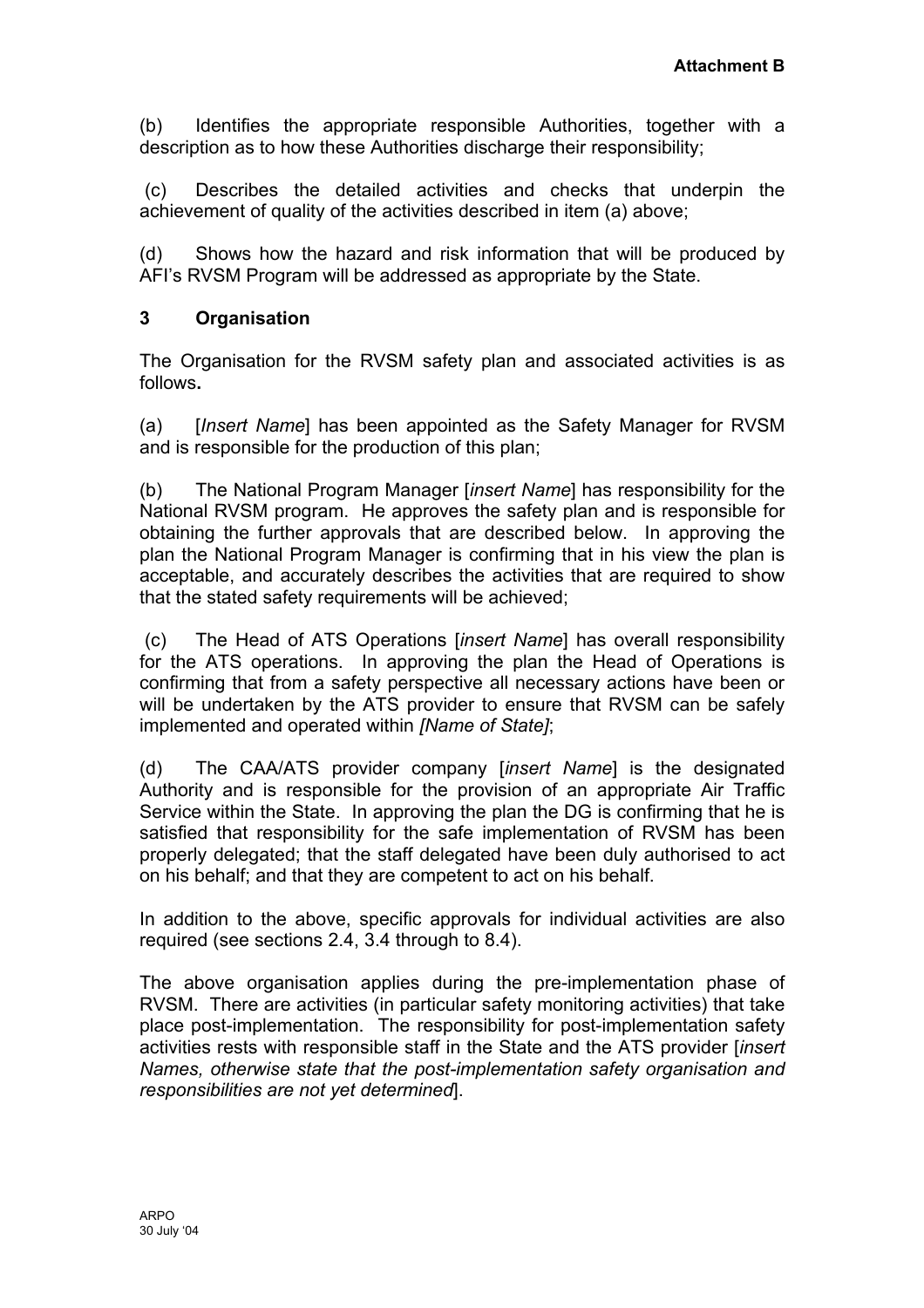(b) Identifies the appropriate responsible Authorities, together with a description as to how these Authorities discharge their responsibility;

(c) Describes the detailed activities and checks that underpin the achievement of quality of the activities described in item (a) above;

(d) Shows how the hazard and risk information that will be produced by AFI's RVSM Program will be addressed as appropriate by the State.

## 3 Organisation

The Organisation for the RVSM safety plan and associated activities is as follows**.**

(a) [*Insert Name*] has been appointed as the Safety Manager for RVSM and is responsible for the production of this plan;

(b) The National Program Manager [*insert Name*] has responsibility for the National RVSM program. He approves the safety plan and is responsible for obtaining the further approvals that are described below. In approving the plan the National Program Manager is confirming that in his view the plan is acceptable, and accurately describes the activities that are required to show that the stated safety requirements will be achieved;

(c) The Head of ATS Operations [*insert Name*] has overall responsibility for the ATS operations. In approving the plan the Head of Operations is confirming that from a safety perspective all necessary actions have been or will be undertaken by the ATS provider to ensure that RVSM can be safely implemented and operated within *[Name of State]*;

(d) The CAA/ATS provider company [*insert Name*] is the designated Authority and is responsible for the provision of an appropriate Air Traffic Service within the State. In approving the plan the DG is confirming that he is satisfied that responsibility for the safe implementation of RVSM has been properly delegated; that the staff delegated have been duly authorised to act on his behalf; and that they are competent to act on his behalf.

In addition to the above, specific approvals for individual activities are also required (see sections 2.4, 3.4 through to 8.4).

The above organisation applies during the pre-implementation phase of RVSM. There are activities (in particular safety monitoring activities) that take place post-implementation. The responsibility for post-implementation safety activities rests with responsible staff in the State and the ATS provider [*insert Names, otherwise state that the post-implementation safety organisation and responsibilities are not yet determined*].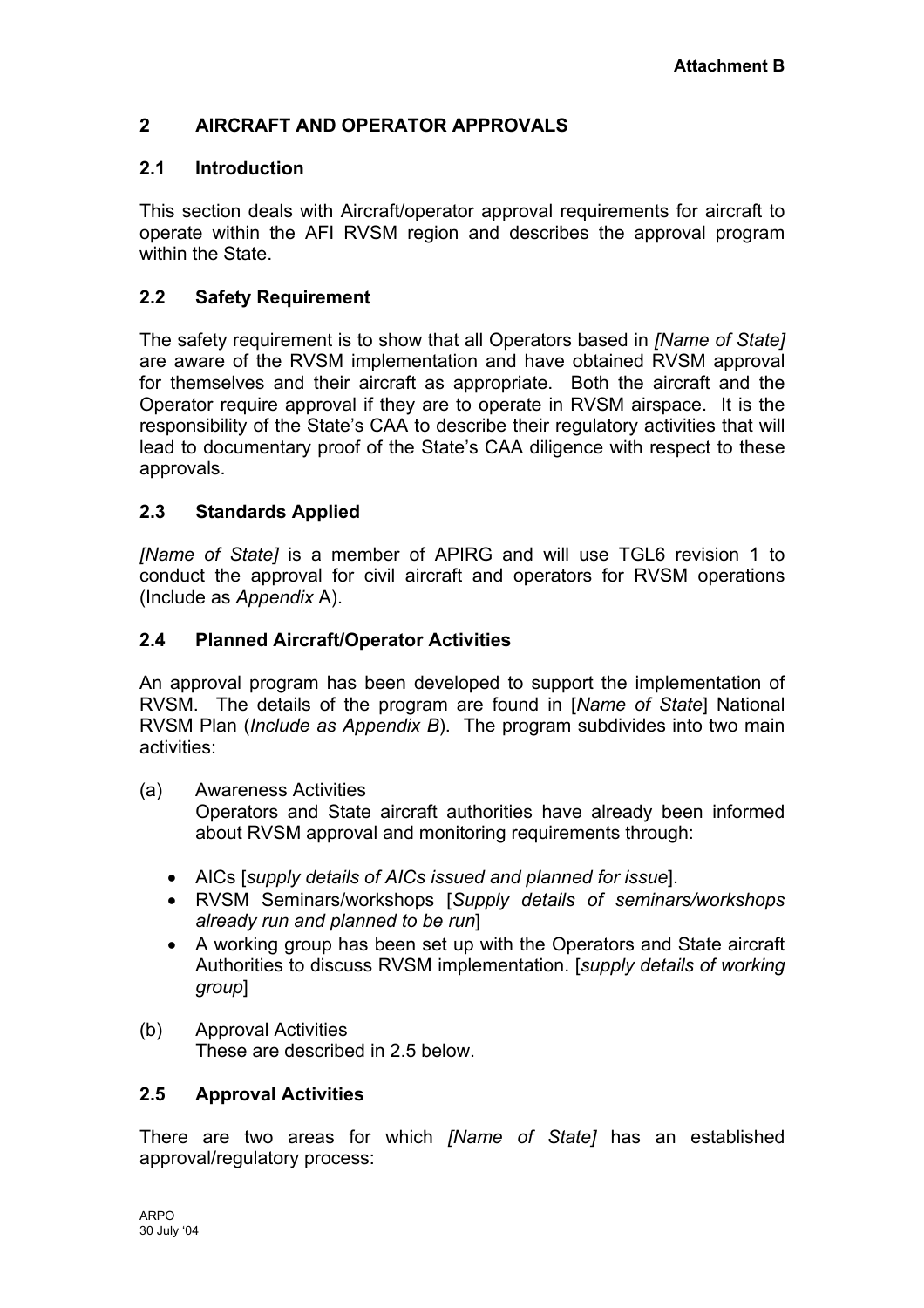**Attachment B**

## 2 AIRCRAFT AND OPERATOR APPROVALS

### 2.1 Introduction

This section deals with Aircraft/operator approval requirements for aircraft to operate within the AFI RVSM region and describes the approval program within the State.

### 2.2 Safety Requirement

The safety requirement is to show that all Operators based in *[Name of State]* are aware of the RVSM implementation and have obtained RVSM approval for themselves and their aircraft as appropriate. Both the aircraft and the Operator require approval if they are to operate in RVSM airspace. It is the responsibility of the State's CAA to describe their regulatory activities that will lead to documentary proof of the State's CAA diligence with respect to these approvals.

### 2.3 Standards Applied

*[Name of State]* is a member of APIRG and will use TGL6 revision 1 to conduct the approval for civil aircraft and operators for RVSM operations (Include as *Appendix* A).

### 2.4 Planned Aircraft/Operator Activities

An approval program has been developed to support the implementation of RVSM. The details of the program are found in [*Name of State*] National RVSM Plan (*Include as Appendix B*). The program subdivides into two main activities:

(a) Awareness Activities
Operators and State aircraft authorities have already been informed about RVSM approval and monitoring requirements through:

- AICs [*supply details of AICs issued and planned for issue*].
- RVSM Seminars/workshops [*Supply details of seminars/workshops already run and planned to be run*]
- A working group has been set up with the Operators and State aircraft Authorities to discuss RVSM implementation. [*supply details of working group*]

(b) Approval Activities
These are described in 2.5 below.

### 2.5 Approval Activities

There are two areas for which *[Name of State]* has an established approval/regulatory process: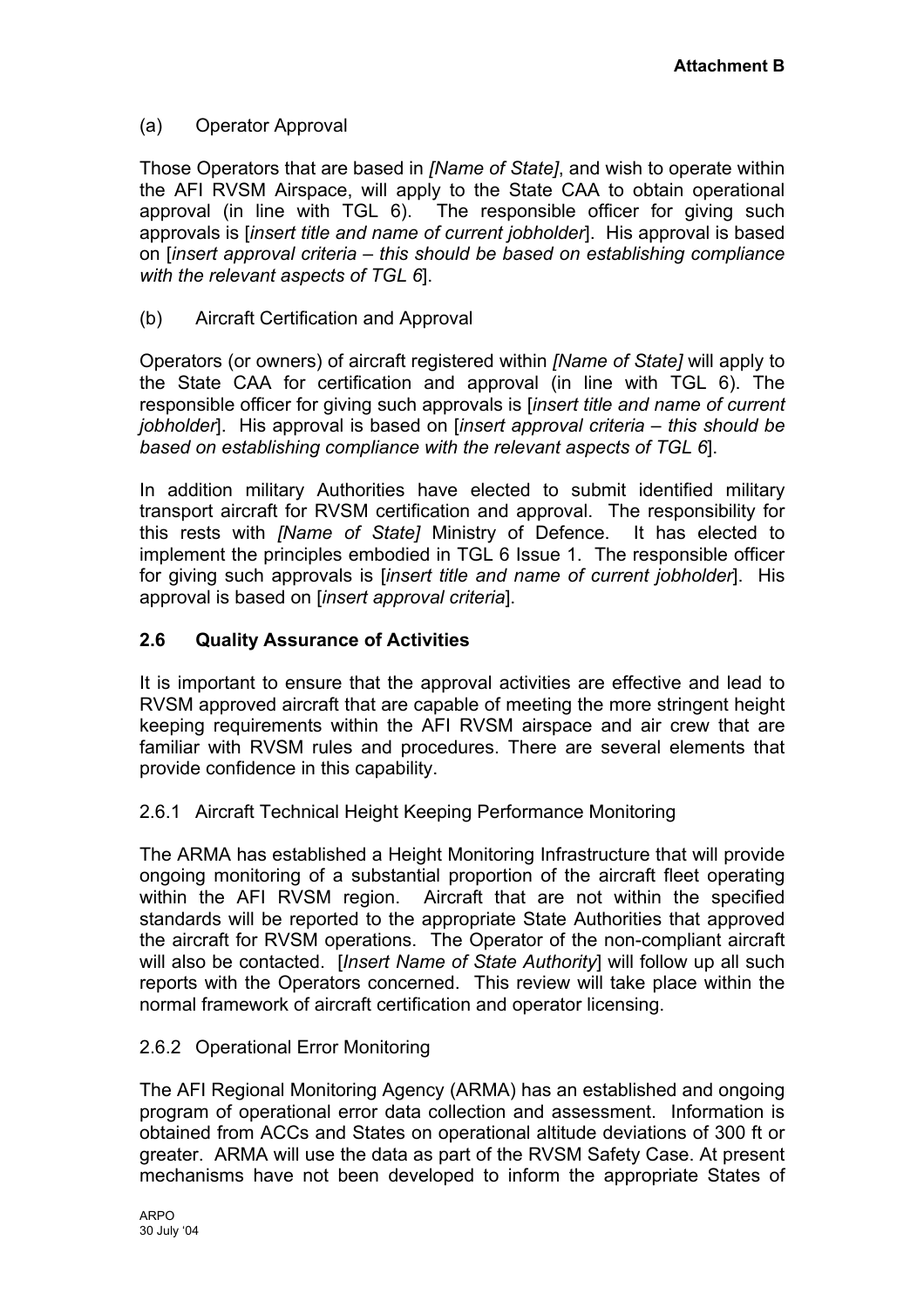Attachment B

(a) Operator Approval

Those Operators that are based in *[Name of State]*, and wish to operate within the AFI RVSM Airspace, will apply to the State CAA to obtain operational approval (in line with TGL 6). The responsible officer for giving such approvals is [*insert title and name of current jobholder*]. His approval is based on [*insert approval criteria – this should be based on establishing compliance with the relevant aspects of TGL 6*].

(b) Aircraft Certification and Approval

Operators (or owners) of aircraft registered within *[Name of State]* will apply to the State CAA for certification and approval (in line with TGL 6). The responsible officer for giving such approvals is [*insert title and name of current jobholder*]. His approval is based on [*insert approval criteria – this should be based on establishing compliance with the relevant aspects of TGL 6*].

In addition military Authorities have elected to submit identified military transport aircraft for RVSM certification and approval. The responsibility for this rests with *[Name of State]* Ministry of Defence. It has elected to implement the principles embodied in TGL 6 Issue 1. The responsible officer for giving such approvals is [*insert title and name of current jobholder*]. His approval is based on [*insert approval criteria*].

### 2.6 Quality Assurance of Activities

It is important to ensure that the approval activities are effective and lead to RVSM approved aircraft that are capable of meeting the more stringent height keeping requirements within the AFI RVSM airspace and air crew that are familiar with RVSM rules and procedures. There are several elements that provide confidence in this capability.

2.6.1 Aircraft Technical Height Keeping Performance Monitoring

The ARMA has established a Height Monitoring Infrastructure that will provide ongoing monitoring of a substantial proportion of the aircraft fleet operating within the AFI RVSM region. Aircraft that are not within the specified standards will be reported to the appropriate State Authorities that approved the aircraft for RVSM operations. The Operator of the non-compliant aircraft will also be contacted. [*Insert Name of State Authority*] will follow up all such reports with the Operators concerned. This review will take place within the normal framework of aircraft certification and operator licensing.

2.6.2 Operational Error Monitoring

The AFI Regional Monitoring Agency (ARMA) has an established and ongoing program of operational error data collection and assessment. Information is obtained from ACCs and States on operational altitude deviations of 300 ft or greater. ARMA will use the data as part of the RVSM Safety Case. At present mechanisms have not been developed to inform the appropriate States of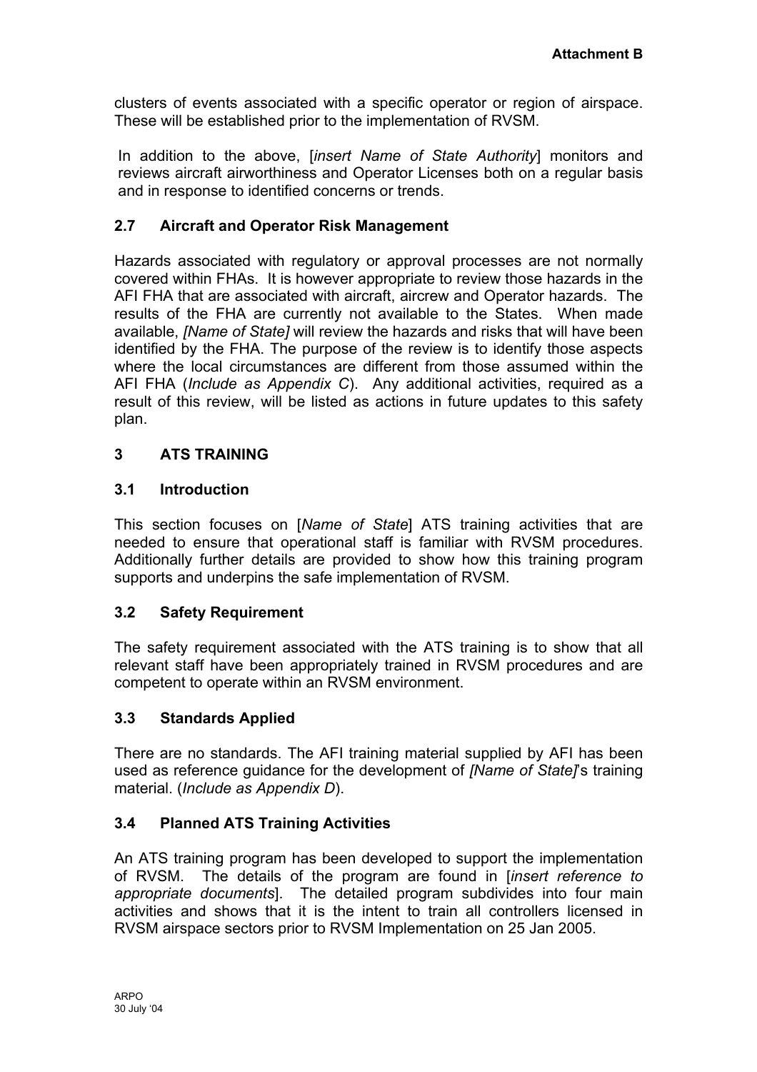clusters of events associated with a specific operator or region of airspace. These will be established prior to the implementation of RVSM.

In addition to the above, [*insert Name of State Authority*] monitors and reviews aircraft airworthiness and Operator Licenses both on a regular basis and in response to identified concerns or trends.

### 2.7 Aircraft and Operator Risk Management

Hazards associated with regulatory or approval processes are not normally covered within FHAs. It is however appropriate to review those hazards in the AFI FHA that are associated with aircraft, aircrew and Operator hazards. The results of the FHA are currently not available to the States. When made available, *[Name of State]* will review the hazards and risks that will have been identified by the FHA. The purpose of the review is to identify those aspects where the local circumstances are different from those assumed within the AFI FHA (*Include as Appendix C*). Any additional activities, required as a result of this review, will be listed as actions in future updates to this safety plan.

## 3 ATS TRAINING

### 3.1 Introduction

This section focuses on [*Name of State*] ATS training activities that are needed to ensure that operational staff is familiar with RVSM procedures. Additionally further details are provided to show how this training program supports and underpins the safe implementation of RVSM.

### 3.2 Safety Requirement

The safety requirement associated with the ATS training is to show that all relevant staff have been appropriately trained in RVSM procedures and are competent to operate within an RVSM environment.

### 3.3 Standards Applied

There are no standards. The AFI training material supplied by AFI has been used as reference guidance for the development of *[Name of State]*'s training material. (*Include as Appendix D*).

### 3.4 Planned ATS Training Activities

An ATS training program has been developed to support the implementation of RVSM. The details of the program are found in [*insert reference to appropriate documents*]. The detailed program subdivides into four main activities and shows that it is the intent to train all controllers licensed in RVSM airspace sectors prior to RVSM Implementation on 25 Jan 2005.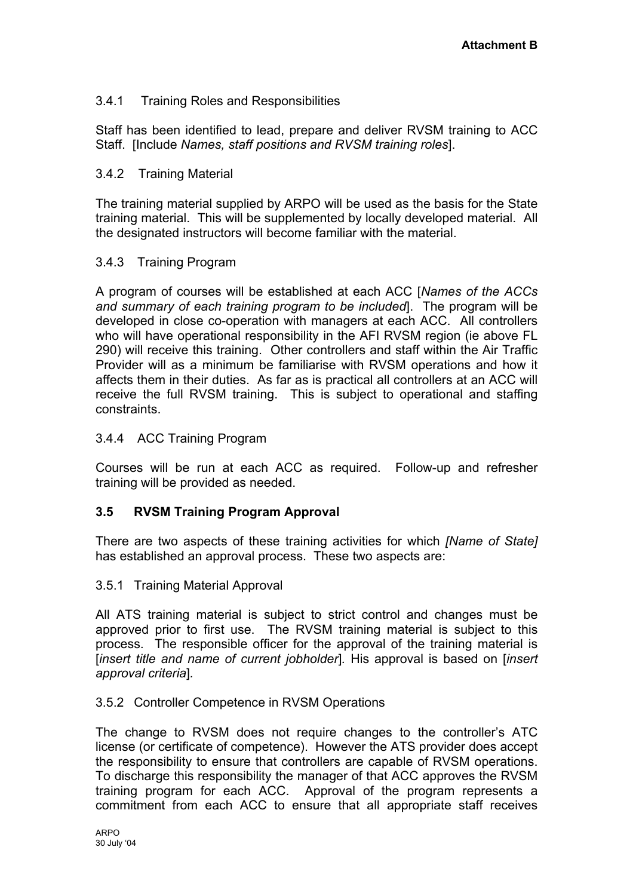**Attachment B**

### 3.4.1 Training Roles and Responsibilities

Staff has been identified to lead, prepare and deliver RVSM training to ACC Staff. [Include *Names, staff positions and RVSM training roles*].

### 3.4.2 Training Material

The training material supplied by ARPO will be used as the basis for the State training material. This will be supplemented by locally developed material. All the designated instructors will become familiar with the material.

### 3.4.3 Training Program

A program of courses will be established at each ACC [*Names of the ACCs and summary of each training program to be included*]. The program will be developed in close co-operation with managers at each ACC. All controllers who will have operational responsibility in the AFI RVSM region (ie above FL 290) will receive this training. Other controllers and staff within the Air Traffic Provider will as a minimum be familiarise with RVSM operations and how it affects them in their duties. As far as is practical all controllers at an ACC will receive the full RVSM training. This is subject to operational and staffing constraints.

### 3.4.4 ACC Training Program

Courses will be run at each ACC as required. Follow-up and refresher training will be provided as needed.

## 3.5 RVSM Training Program Approval

There are two aspects of these training activities for which *[Name of State]* has established an approval process. These two aspects are:

### 3.5.1 Training Material Approval

All ATS training material is subject to strict control and changes must be approved prior to first use. The RVSM training material is subject to this process. The responsible officer for the approval of the training material is [*insert title and name of current jobholder*]. His approval is based on [*insert approval criteria*].

### 3.5.2 Controller Competence in RVSM Operations

The change to RVSM does not require changes to the controller's ATC license (or certificate of competence). However the ATS provider does accept the responsibility to ensure that controllers are capable of RVSM operations. To discharge this responsibility the manager of that ACC approves the RVSM training program for each ACC. Approval of the program represents a commitment from each ACC to ensure that all appropriate staff receives

ARPO
30 July '04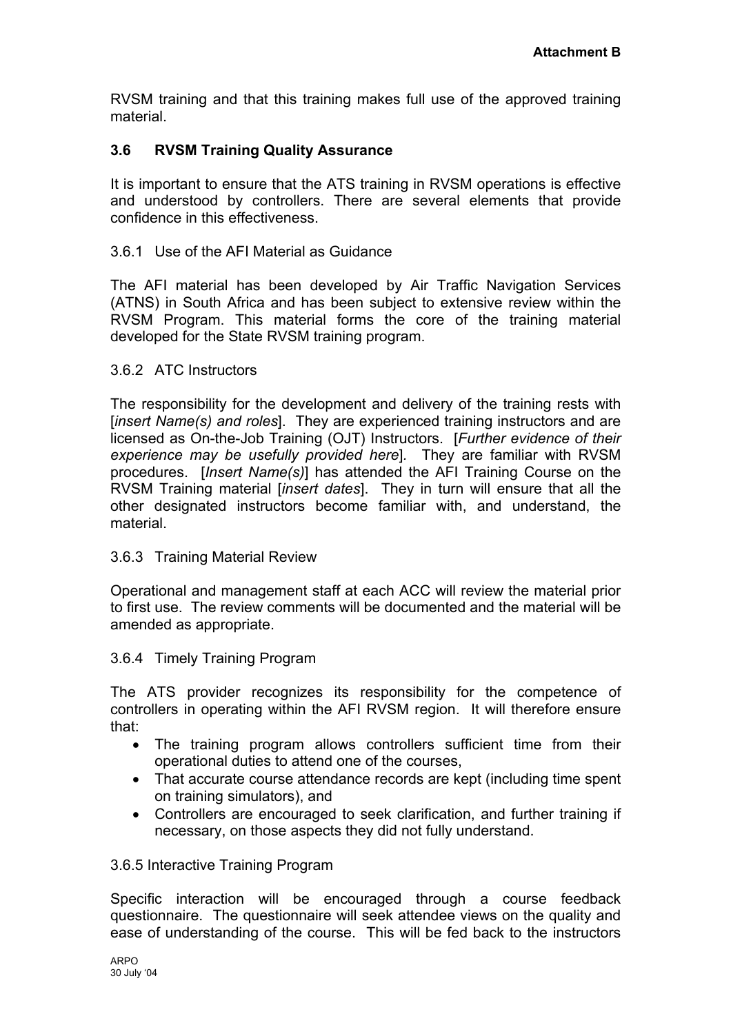RVSM training and that this training makes full use of the approved training material.

### 3.6 RVSM Training Quality Assurance

It is important to ensure that the ATS training in RVSM operations is effective and understood by controllers. There are several elements that provide confidence in this effectiveness.

#### 3.6.1 Use of the AFI Material as Guidance

The AFI material has been developed by Air Traffic Navigation Services (ATNS) in South Africa and has been subject to extensive review within the RVSM Program. This material forms the core of the training material developed for the State RVSM training program.

#### 3.6.2 ATC Instructors

The responsibility for the development and delivery of the training rests with [*insert Name(s) and roles*]. They are experienced training instructors and are licensed as On-the-Job Training (OJT) Instructors. [*Further evidence of their experience may be usefully provided here*]. They are familiar with RVSM procedures. [*Insert Name(s)*] has attended the AFI Training Course on the RVSM Training material [*insert dates*]. They in turn will ensure that all the other designated instructors become familiar with, and understand, the material.

#### 3.6.3 Training Material Review

Operational and management staff at each ACC will review the material prior to first use. The review comments will be documented and the material will be amended as appropriate.

#### 3.6.4 Timely Training Program

The ATS provider recognizes its responsibility for the competence of controllers in operating within the AFI RVSM region. It will therefore ensure that:

- The training program allows controllers sufficient time from their operational duties to attend one of the courses,
- That accurate course attendance records are kept (including time spent on training simulators), and
- Controllers are encouraged to seek clarification, and further training if necessary, on those aspects they did not fully understand.

#### 3.6.5 Interactive Training Program

Specific interaction will be encouraged through a course feedback questionnaire. The questionnaire will seek attendee views on the quality and ease of understanding of the course. This will be fed back to the instructors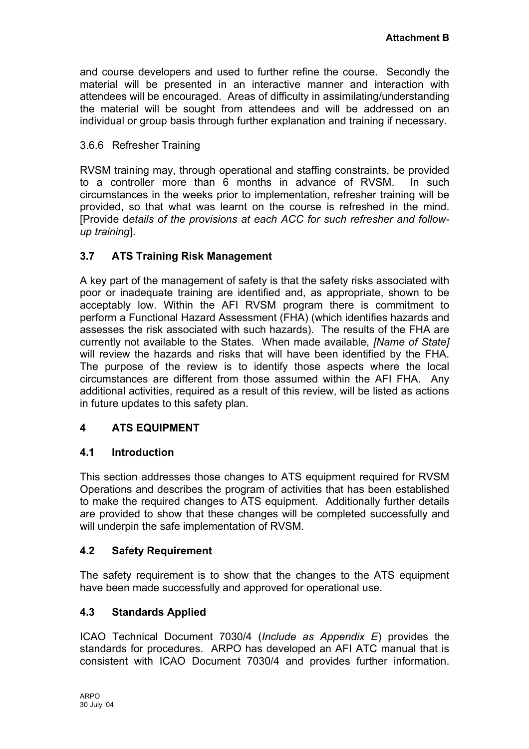and course developers and used to further refine the course. Secondly the material will be presented in an interactive manner and interaction with attendees will be encouraged. Areas of difficulty in assimilating/understanding the material will be sought from attendees and will be addressed on an individual or group basis through further explanation and training if necessary.

3.6.6 Refresher Training

RVSM training may, through operational and staffing constraints, be provided to a controller more than 6 months in advance of RVSM. In such circumstances in the weeks prior to implementation, refresher training will be provided, so that what was learnt on the course is refreshed in the mind. [Provide d*etails of the provisions at each ACC for such refresher and follow-up training*].

### 3.7 ATS Training Risk Management

A key part of the management of safety is that the safety risks associated with poor or inadequate training are identified and, as appropriate, shown to be acceptably low. Within the AFI RVSM program there is commitment to perform a Functional Hazard Assessment (FHA) (which identifies hazards and assesses the risk associated with such hazards). The results of the FHA are currently not available to the States. When made available, *[Name of State]* will review the hazards and risks that will have been identified by the FHA. The purpose of the review is to identify those aspects where the local circumstances are different from those assumed within the AFI FHA. Any additional activities, required as a result of this review, will be listed as actions in future updates to this safety plan.

## 4 ATS EQUIPMENT

### 4.1 Introduction

This section addresses those changes to ATS equipment required for RVSM Operations and describes the program of activities that has been established to make the required changes to ATS equipment. Additionally further details are provided to show that these changes will be completed successfully and will underpin the safe implementation of RVSM.

### 4.2 Safety Requirement

The safety requirement is to show that the changes to the ATS equipment have been made successfully and approved for operational use.

### 4.3 Standards Applied

ICAO Technical Document 7030/4 (*Include as Appendix E*) provides the standards for procedures. ARPO has developed an AFI ATC manual that is consistent with ICAO Document 7030/4 and provides further information.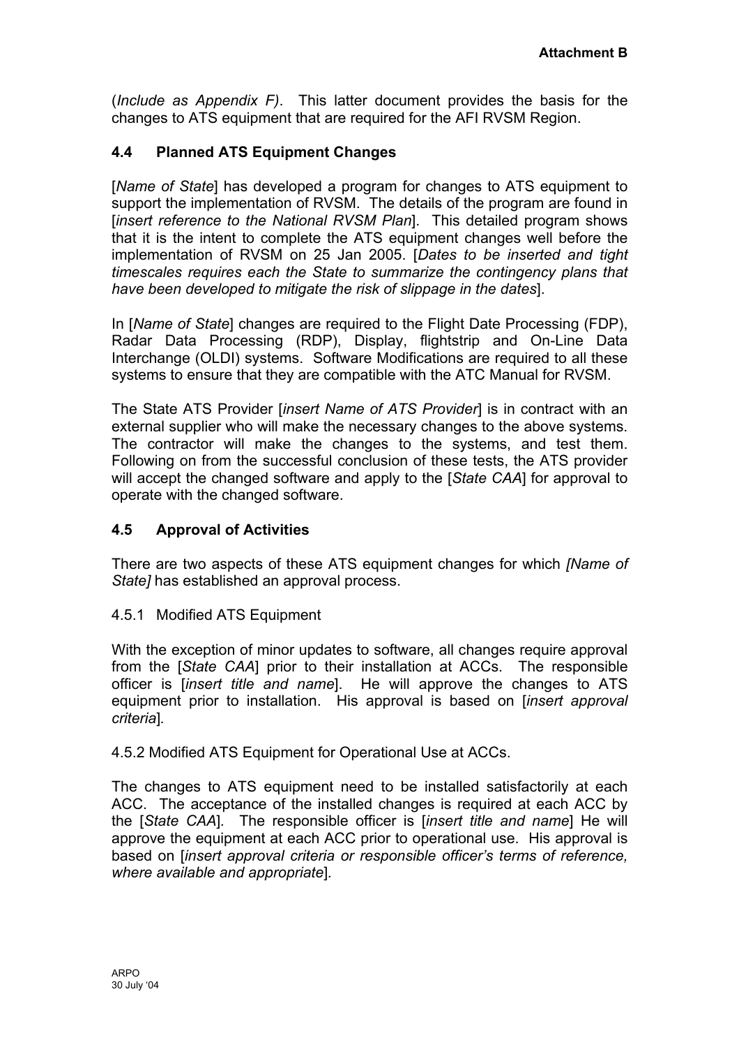(*Include as Appendix F)*. This latter document provides the basis for the changes to ATS equipment that are required for the AFI RVSM Region.

### 4.4 Planned ATS Equipment Changes

[*Name of State*] has developed a program for changes to ATS equipment to support the implementation of RVSM. The details of the program are found in [*insert reference to the National RVSM Plan*]. This detailed program shows that it is the intent to complete the ATS equipment changes well before the implementation of RVSM on 25 Jan 2005. [*Dates to be inserted and tight timescales requires each the State to summarize the contingency plans that have been developed to mitigate the risk of slippage in the dates*].

In [*Name of State*] changes are required to the Flight Date Processing (FDP), Radar Data Processing (RDP), Display, flightstrip and On-Line Data Interchange (OLDI) systems. Software Modifications are required to all these systems to ensure that they are compatible with the ATC Manual for RVSM.

The State ATS Provider [*insert Name of ATS Provider*] is in contract with an external supplier who will make the necessary changes to the above systems. The contractor will make the changes to the systems, and test them. Following on from the successful conclusion of these tests, the ATS provider will accept the changed software and apply to the [*State CAA*] for approval to operate with the changed software.

### 4.5 Approval of Activities

There are two aspects of these ATS equipment changes for which *[Name of State]* has established an approval process.

4.5.1 Modified ATS Equipment

With the exception of minor updates to software, all changes require approval from the [*State CAA*] prior to their installation at ACCs. The responsible officer is [*insert title and name*]. He will approve the changes to ATS equipment prior to installation. His approval is based on [*insert approval criteria*].

4.5.2 Modified ATS Equipment for Operational Use at ACCs.

The changes to ATS equipment need to be installed satisfactorily at each ACC. The acceptance of the installed changes is required at each ACC by the [*State CAA*]. The responsible officer is [*insert title and name*] He will approve the equipment at each ACC prior to operational use. His approval is based on [*insert approval criteria or responsible officer's terms of reference, where available and appropriate*].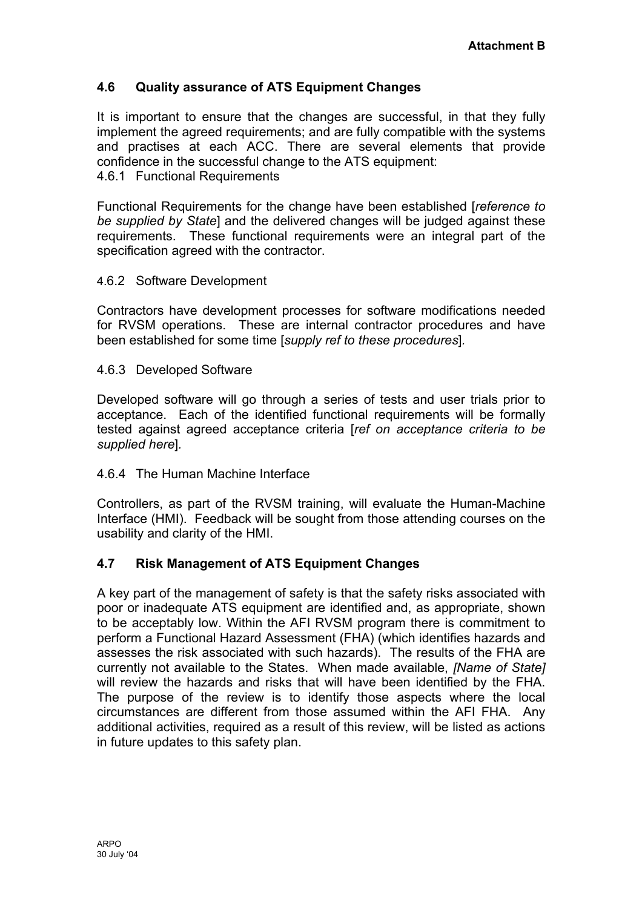**Attachment B**

## 4.6 Quality assurance of ATS Equipment Changes

It is important to ensure that the changes are successful, in that they fully implement the agreed requirements; and are fully compatible with the systems and practises at each ACC. There are several elements that provide confidence in the successful change to the ATS equipment:

### 4.6.1 Functional Requirements

Functional Requirements for the change have been established [*reference to be supplied by State*] and the delivered changes will be judged against these requirements. These functional requirements were an integral part of the specification agreed with the contractor.

### 4.6.2 Software Development

Contractors have development processes for software modifications needed for RVSM operations. These are internal contractor procedures and have been established for some time [*supply ref to these procedures*].

### 4.6.3 Developed Software

Developed software will go through a series of tests and user trials prior to acceptance. Each of the identified functional requirements will be formally tested against agreed acceptance criteria [*ref on acceptance criteria to be supplied here*].

### 4.6.4 The Human Machine Interface

Controllers, as part of the RVSM training, will evaluate the Human-Machine Interface (HMI). Feedback will be sought from those attending courses on the usability and clarity of the HMI.

## 4.7 Risk Management of ATS Equipment Changes

A key part of the management of safety is that the safety risks associated with poor or inadequate ATS equipment are identified and, as appropriate, shown to be acceptably low. Within the AFI RVSM program there is commitment to perform a Functional Hazard Assessment (FHA) (which identifies hazards and assesses the risk associated with such hazards). The results of the FHA are currently not available to the States. When made available, *[Name of State]* will review the hazards and risks that will have been identified by the FHA. The purpose of the review is to identify those aspects where the local circumstances are different from those assumed within the AFI FHA. Any additional activities, required as a result of this review, will be listed as actions in future updates to this safety plan.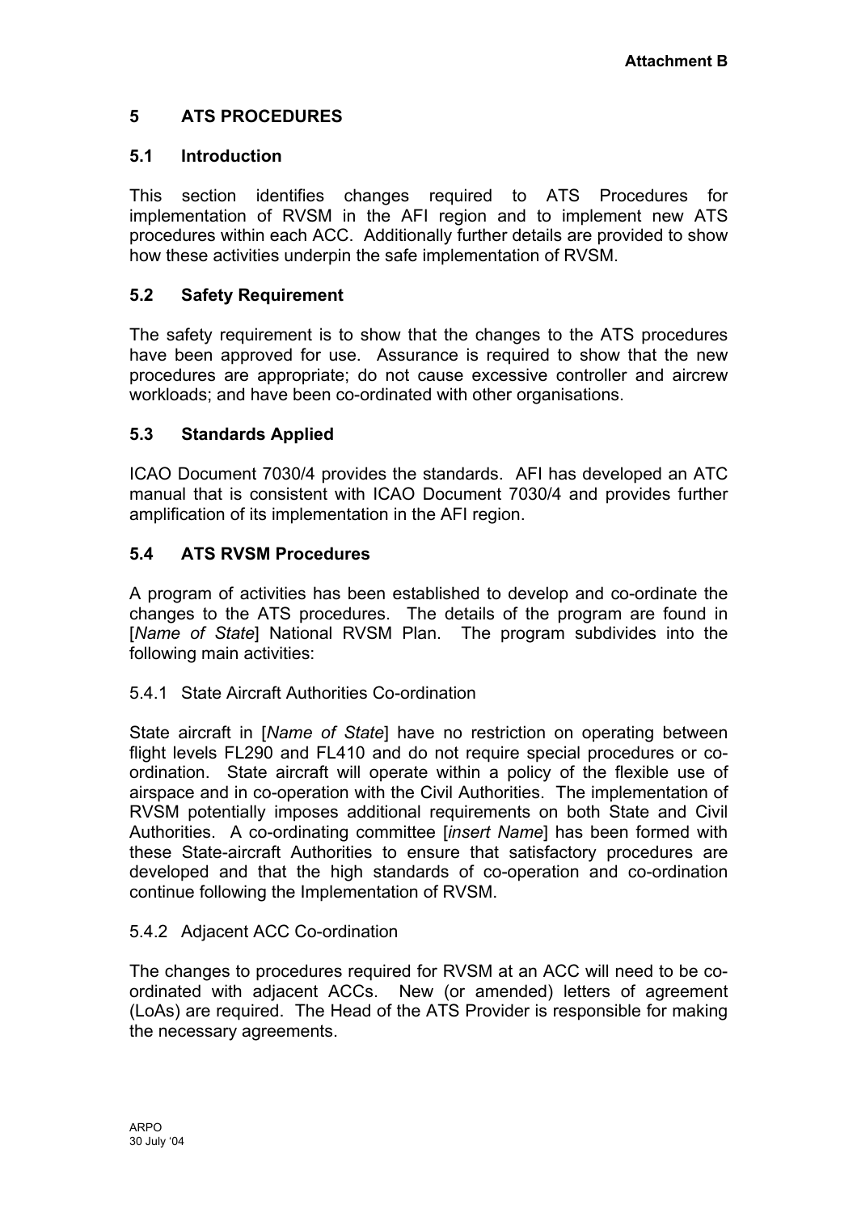**Attachment B**

## 5 ATS PROCEDURES

### 5.1 Introduction

This section identifies changes required to ATS Procedures for implementation of RVSM in the AFI region and to implement new ATS procedures within each ACC. Additionally further details are provided to show how these activities underpin the safe implementation of RVSM.

### 5.2 Safety Requirement

The safety requirement is to show that the changes to the ATS procedures have been approved for use. Assurance is required to show that the new procedures are appropriate; do not cause excessive controller and aircrew workloads; and have been co-ordinated with other organisations.

### 5.3 Standards Applied

ICAO Document 7030/4 provides the standards. AFI has developed an ATC manual that is consistent with ICAO Document 7030/4 and provides further amplification of its implementation in the AFI region.

### 5.4 ATS RVSM Procedures

A program of activities has been established to develop and co-ordinate the changes to the ATS procedures. The details of the program are found in [*Name of State*] National RVSM Plan. The program subdivides into the following main activities:

5.4.1 State Aircraft Authorities Co-ordination

State aircraft in [*Name of State*] have no restriction on operating between flight levels FL290 and FL410 and do not require special procedures or co-ordination. State aircraft will operate within a policy of the flexible use of airspace and in co-operation with the Civil Authorities. The implementation of RVSM potentially imposes additional requirements on both State and Civil Authorities. A co-ordinating committee [*insert Name*] has been formed with these State-aircraft Authorities to ensure that satisfactory procedures are developed and that the high standards of co-operation and co-ordination continue following the Implementation of RVSM.

5.4.2 Adjacent ACC Co-ordination

The changes to procedures required for RVSM at an ACC will need to be co-ordinated with adjacent ACCs. New (or amended) letters of agreement (LoAs) are required. The Head of the ATS Provider is responsible for making the necessary agreements.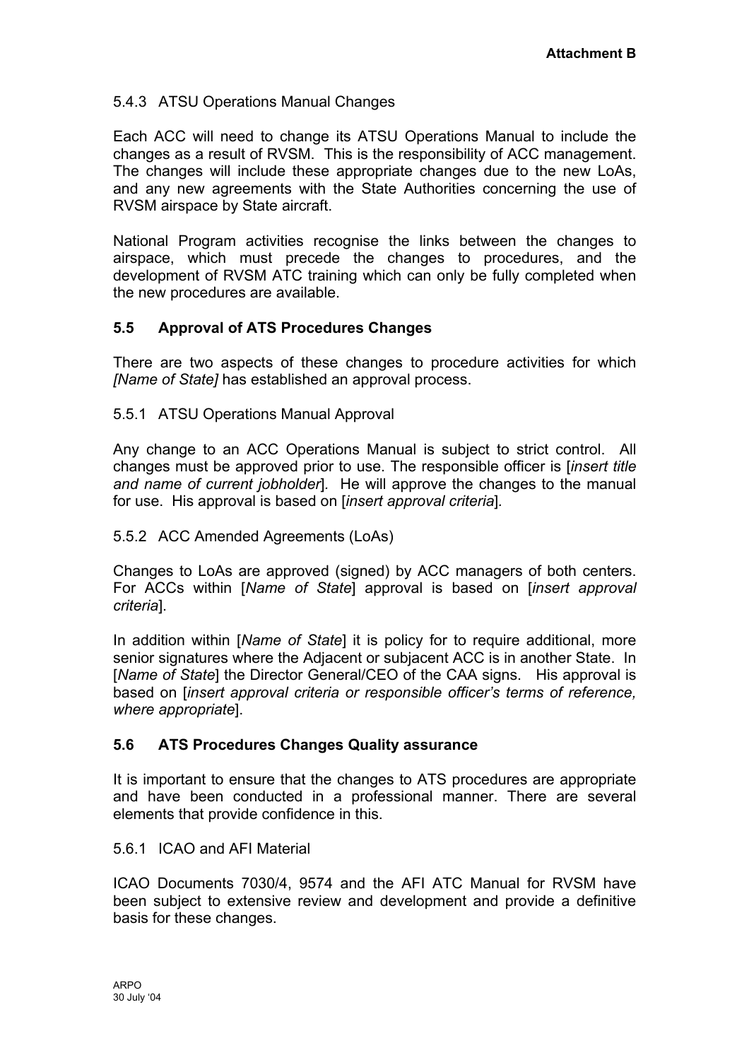### 5.4.3 ATSU Operations Manual Changes

Each ACC will need to change its ATSU Operations Manual to include the changes as a result of RVSM. This is the responsibility of ACC management. The changes will include these appropriate changes due to the new LoAs, and any new agreements with the State Authorities concerning the use of RVSM airspace by State aircraft.

National Program activities recognise the links between the changes to airspace, which must precede the changes to procedures, and the development of RVSM ATC training which can only be fully completed when the new procedures are available.

## 5.5 Approval of ATS Procedures Changes

There are two aspects of these changes to procedure activities for which *[Name of State]* has established an approval process.

### 5.5.1 ATSU Operations Manual Approval

Any change to an ACC Operations Manual is subject to strict control. All changes must be approved prior to use. The responsible officer is [*insert title and name of current jobholder*]. He will approve the changes to the manual for use. His approval is based on [*insert approval criteria*].

### 5.5.2 ACC Amended Agreements (LoAs)

Changes to LoAs are approved (signed) by ACC managers of both centers. For ACCs within [*Name of State*] approval is based on [*insert approval criteria*].

In addition within [*Name of State*] it is policy for to require additional, more senior signatures where the Adjacent or subjacent ACC is in another State. In [*Name of State*] the Director General/CEO of the CAA signs. His approval is based on [*insert approval criteria or responsible officer's terms of reference, where appropriate*].

## 5.6 ATS Procedures Changes Quality assurance

It is important to ensure that the changes to ATS procedures are appropriate and have been conducted in a professional manner. There are several elements that provide confidence in this.

### 5.6.1 ICAO and AFI Material

ICAO Documents 7030/4, 9574 and the AFI ATC Manual for RVSM have been subject to extensive review and development and provide a definitive basis for these changes.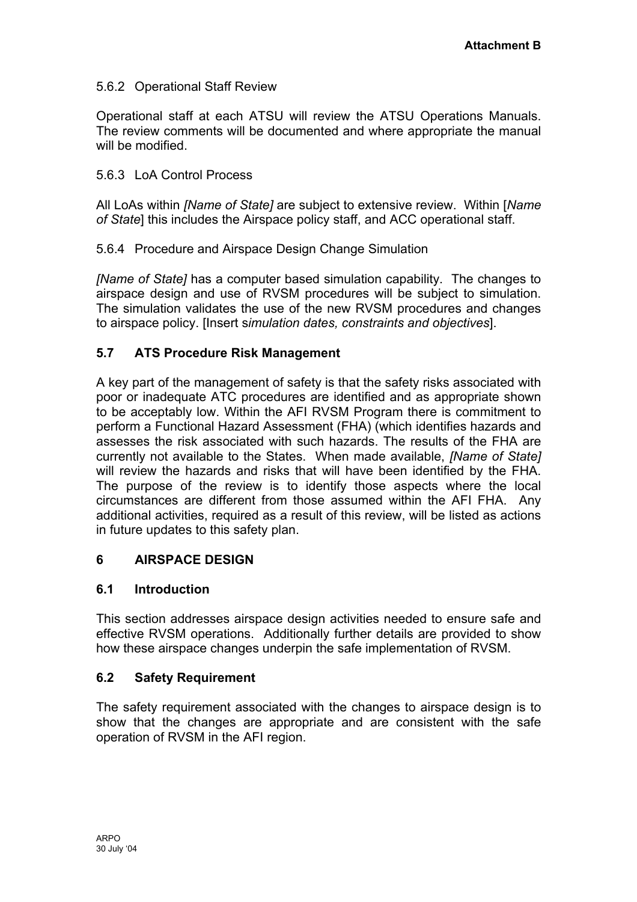**Attachment B**

5.6.2 Operational Staff Review

Operational staff at each ATSU will review the ATSU Operations Manuals. The review comments will be documented and where appropriate the manual will be modified.

5.6.3 LoA Control Process

All LoAs within *[Name of State]* are subject to extensive review. Within [*Name of State*] this includes the Airspace policy staff, and ACC operational staff.

5.6.4 Procedure and Airspace Design Change Simulation

*[Name of State]* has a computer based simulation capability. The changes to airspace design and use of RVSM procedures will be subject to simulation. The simulation validates the use of the new RVSM procedures and changes to airspace policy. [Insert s*imulation dates, constraints and objectives*].

### 5.7 ATS Procedure Risk Management

A key part of the management of safety is that the safety risks associated with poor or inadequate ATC procedures are identified and as appropriate shown to be acceptably low. Within the AFI RVSM Program there is commitment to perform a Functional Hazard Assessment (FHA) (which identifies hazards and assesses the risk associated with such hazards. The results of the FHA are currently not available to the States. When made available, *[Name of State]* will review the hazards and risks that will have been identified by the FHA. The purpose of the review is to identify those aspects where the local circumstances are different from those assumed within the AFI FHA. Any additional activities, required as a result of this review, will be listed as actions in future updates to this safety plan.

## 6 AIRSPACE DESIGN

### 6.1 Introduction

This section addresses airspace design activities needed to ensure safe and effective RVSM operations. Additionally further details are provided to show how these airspace changes underpin the safe implementation of RVSM.

### 6.2 Safety Requirement

The safety requirement associated with the changes to airspace design is to show that the changes are appropriate and are consistent with the safe operation of RVSM in the AFI region.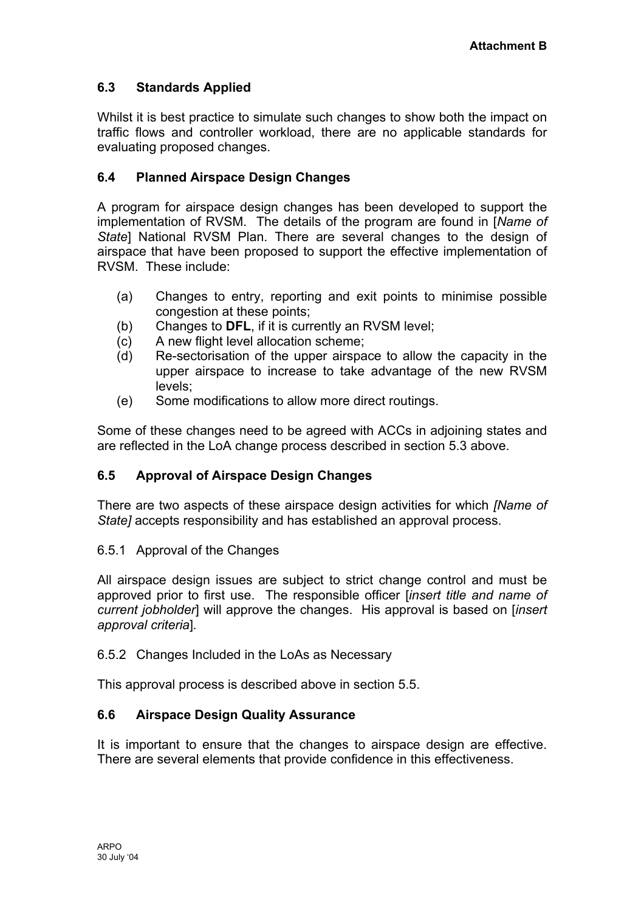### 6.3 Standards Applied

Whilst it is best practice to simulate such changes to show both the impact on traffic flows and controller workload, there are no applicable standards for evaluating proposed changes.

### 6.4 Planned Airspace Design Changes

A program for airspace design changes has been developed to support the implementation of RVSM. The details of the program are found in [*Name of State*] National RVSM Plan. There are several changes to the design of airspace that have been proposed to support the effective implementation of RVSM. These include:

(a) Changes to entry, reporting and exit points to minimise possible congestion at these points;
(b) Changes to **DFL**, if it is currently an RVSM level;
(c) A new flight level allocation scheme;
(d) Re-sectorisation of the upper airspace to allow the capacity in the upper airspace to increase to take advantage of the new RVSM levels;
(e) Some modifications to allow more direct routings.

Some of these changes need to be agreed with ACCs in adjoining states and are reflected in the LoA change process described in section 5.3 above.

### 6.5 Approval of Airspace Design Changes

There are two aspects of these airspace design activities for which *[Name of State]* accepts responsibility and has established an approval process.

6.5.1 Approval of the Changes

All airspace design issues are subject to strict change control and must be approved prior to first use. The responsible officer [*insert title and name of current jobholder*] will approve the changes. His approval is based on [*insert approval criteria*].

6.5.2 Changes Included in the LoAs as Necessary

This approval process is described above in section 5.5.

### 6.6 Airspace Design Quality Assurance

It is important to ensure that the changes to airspace design are effective. There are several elements that provide confidence in this effectiveness.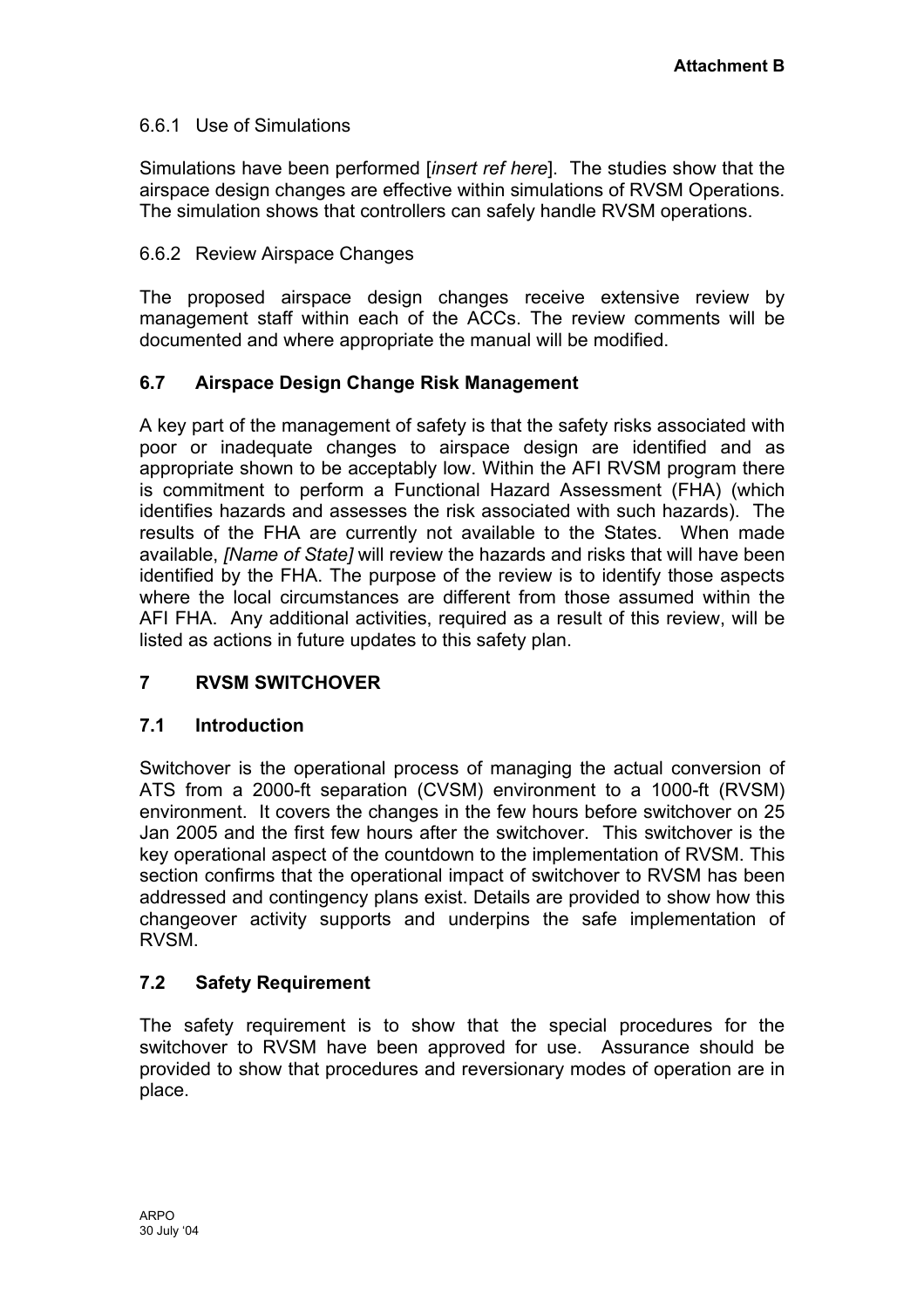6.6.1 Use of Simulations

Simulations have been performed [*insert ref here*]. The studies show that the airspace design changes are effective within simulations of RVSM Operations. The simulation shows that controllers can safely handle RVSM operations.

6.6.2 Review Airspace Changes

The proposed airspace design changes receive extensive review by management staff within each of the ACCs. The review comments will be documented and where appropriate the manual will be modified.

### 6.7 Airspace Design Change Risk Management

A key part of the management of safety is that the safety risks associated with poor or inadequate changes to airspace design are identified and as appropriate shown to be acceptably low. Within the AFI RVSM program there is commitment to perform a Functional Hazard Assessment (FHA) (which identifies hazards and assesses the risk associated with such hazards). The results of the FHA are currently not available to the States. When made available, *[Name of State]* will review the hazards and risks that will have been identified by the FHA. The purpose of the review is to identify those aspects where the local circumstances are different from those assumed within the AFI FHA. Any additional activities, required as a result of this review, will be listed as actions in future updates to this safety plan.

## 7 RVSM SWITCHOVER

### 7.1 Introduction

Switchover is the operational process of managing the actual conversion of ATS from a 2000-ft separation (CVSM) environment to a 1000-ft (RVSM) environment. It covers the changes in the few hours before switchover on 25 Jan 2005 and the first few hours after the switchover. This switchover is the key operational aspect of the countdown to the implementation of RVSM. This section confirms that the operational impact of switchover to RVSM has been addressed and contingency plans exist. Details are provided to show how this changeover activity supports and underpins the safe implementation of RVSM.

### 7.2 Safety Requirement

The safety requirement is to show that the special procedures for the switchover to RVSM have been approved for use. Assurance should be provided to show that procedures and reversionary modes of operation are in place.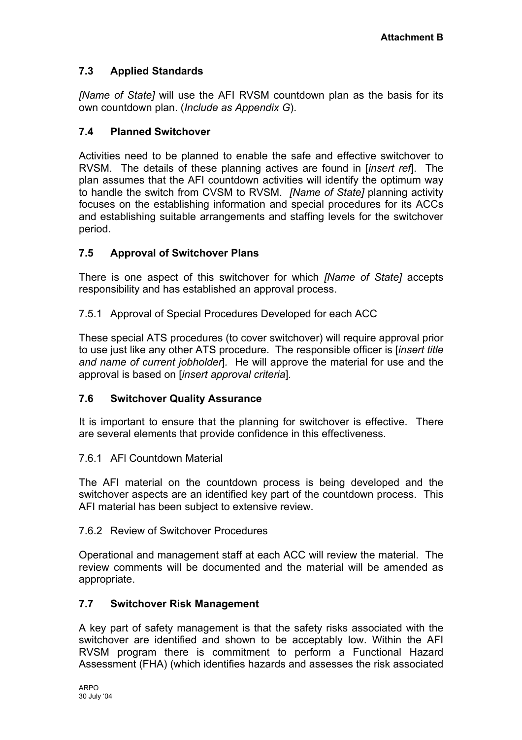## 7.3 Applied Standards

*[Name of State]* will use the AFI RVSM countdown plan as the basis for its own countdown plan. (*Include as Appendix G*).

## 7.4 Planned Switchover

Activities need to be planned to enable the safe and effective switchover to RVSM. The details of these planning actives are found in [*insert ref*]. The plan assumes that the AFI countdown activities will identify the optimum way to handle the switch from CVSM to RVSM. *[Name of State]* planning activity focuses on the establishing information and special procedures for its ACCs and establishing suitable arrangements and staffing levels for the switchover period.

## 7.5 Approval of Switchover Plans

There is one aspect of this switchover for which *[Name of State]* accepts responsibility and has established an approval process.

### 7.5.1 Approval of Special Procedures Developed for each ACC

These special ATS procedures (to cover switchover) will require approval prior to use just like any other ATS procedure. The responsible officer is [*insert title and name of current jobholder*]. He will approve the material for use and the approval is based on [*insert approval criteria*].

## 7.6 Switchover Quality Assurance

It is important to ensure that the planning for switchover is effective. There are several elements that provide confidence in this effectiveness.

### 7.6.1 AFI Countdown Material

The AFI material on the countdown process is being developed and the switchover aspects are an identified key part of the countdown process. This AFI material has been subject to extensive review.

### 7.6.2 Review of Switchover Procedures

Operational and management staff at each ACC will review the material. The review comments will be documented and the material will be amended as appropriate.

## 7.7 Switchover Risk Management

A key part of safety management is that the safety risks associated with the switchover are identified and shown to be acceptably low. Within the AFI RVSM program there is commitment to perform a Functional Hazard Assessment (FHA) (which identifies hazards and assesses the risk associated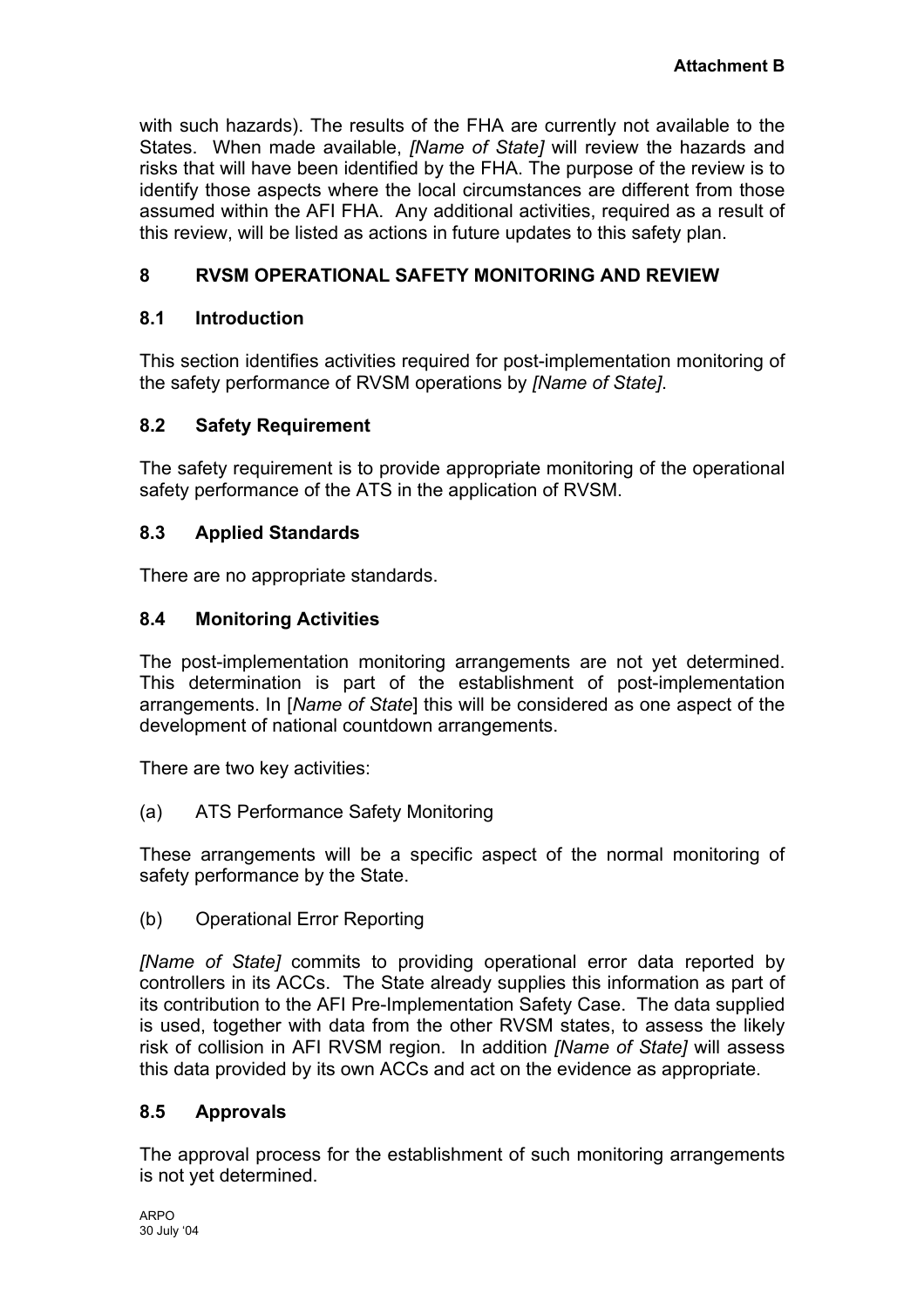with such hazards). The results of the FHA are currently not available to the States. When made available, *[Name of State]* will review the hazards and risks that will have been identified by the FHA. The purpose of the review is to identify those aspects where the local circumstances are different from those assumed within the AFI FHA. Any additional activities, required as a result of this review, will be listed as actions in future updates to this safety plan.

## 8 RVSM OPERATIONAL SAFETY MONITORING AND REVIEW

### 8.1 Introduction

This section identifies activities required for post-implementation monitoring of the safety performance of RVSM operations by *[Name of State]*.

### 8.2 Safety Requirement

The safety requirement is to provide appropriate monitoring of the operational safety performance of the ATS in the application of RVSM.

### 8.3 Applied Standards

There are no appropriate standards.

### 8.4 Monitoring Activities

The post-implementation monitoring arrangements are not yet determined. This determination is part of the establishment of post-implementation arrangements. In [*Name of State*] this will be considered as one aspect of the development of national countdown arrangements.

There are two key activities:

(a) ATS Performance Safety Monitoring

These arrangements will be a specific aspect of the normal monitoring of safety performance by the State.

(b) Operational Error Reporting

*[Name of State]* commits to providing operational error data reported by controllers in its ACCs. The State already supplies this information as part of its contribution to the AFI Pre-Implementation Safety Case. The data supplied is used, together with data from the other RVSM states, to assess the likely risk of collision in AFI RVSM region. In addition *[Name of State]* will assess this data provided by its own ACCs and act on the evidence as appropriate.

### 8.5 Approvals

The approval process for the establishment of such monitoring arrangements is not yet determined.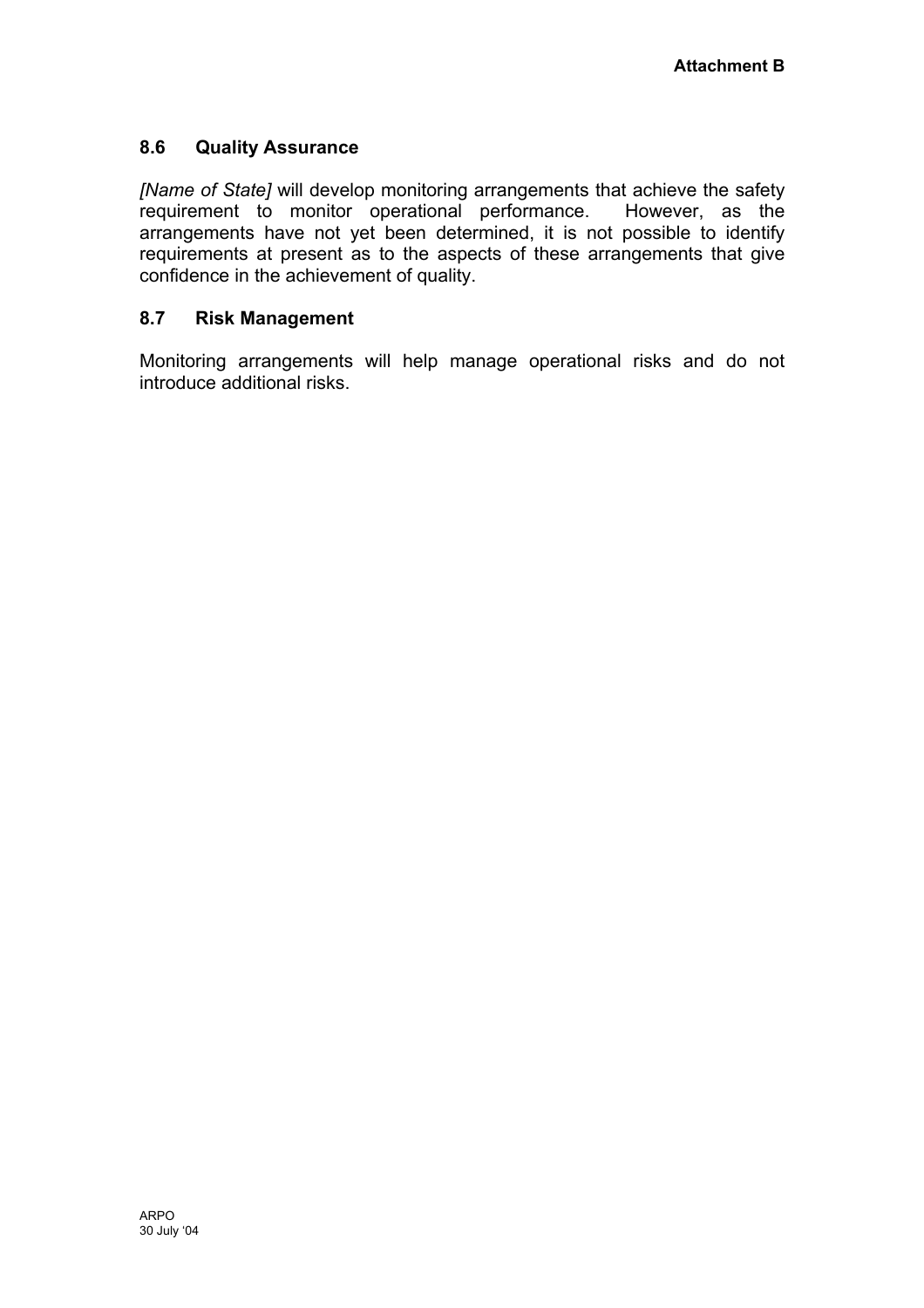**Attachment B**

### 8.6 Quality Assurance

*[Name of State]* will develop monitoring arrangements that achieve the safety requirement to monitor operational performance. However, as the arrangements have not yet been determined, it is not possible to identify requirements at present as to the aspects of these arrangements that give confidence in the achievement of quality.

### 8.7 Risk Management

Monitoring arrangements will help manage operational risks and do not introduce additional risks.